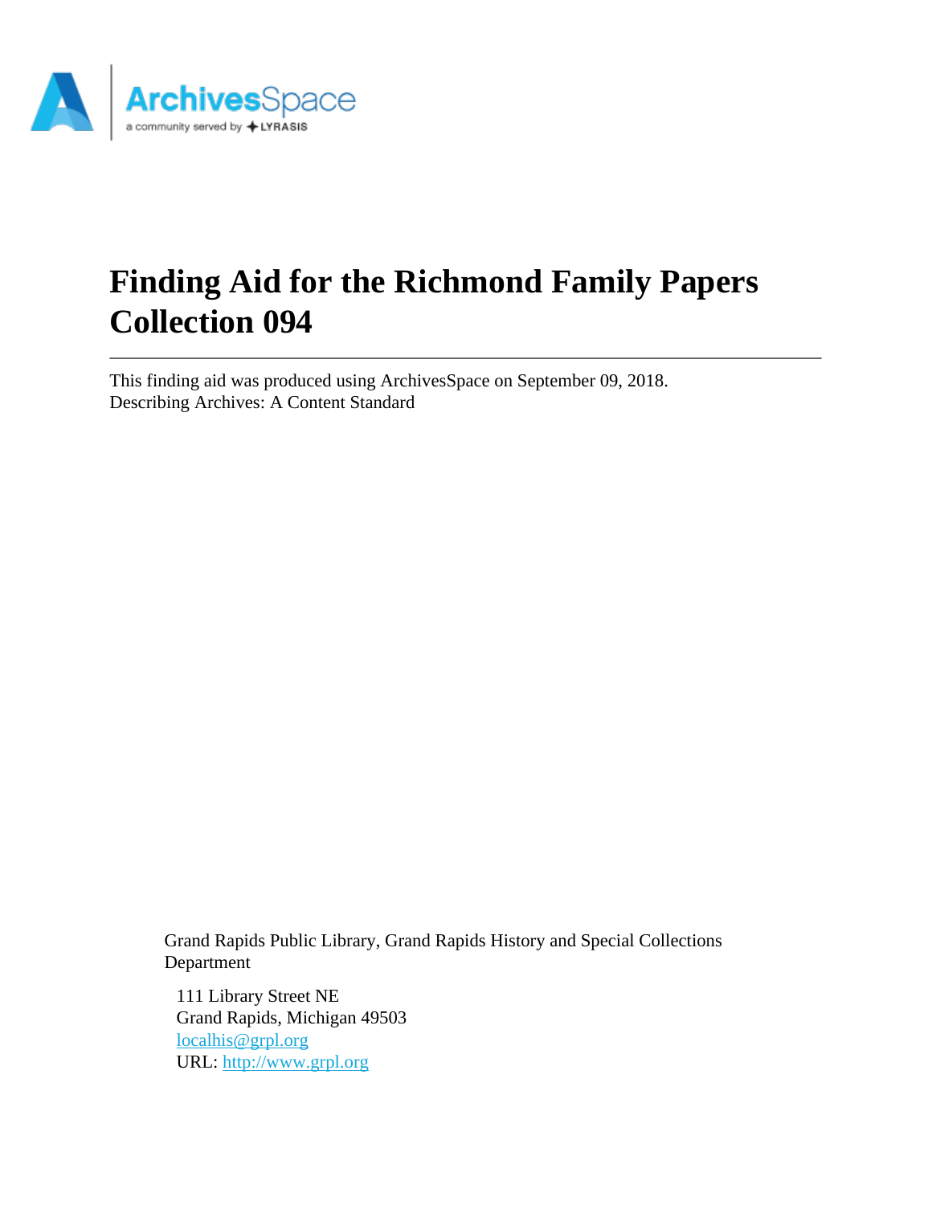# Finding Aid for the Richmond Family Papers Collection 094

This finding aid was produced using ArchivesSpace on September 09, 2018.
Describing Archives: A Content Standard

Grand Rapids Public Library, Grand Rapids History and Special Collections Department

111 Library Street NE
Grand Rapids, Michigan 49503
localhis@grpl.org
URL: http://www.grpl.org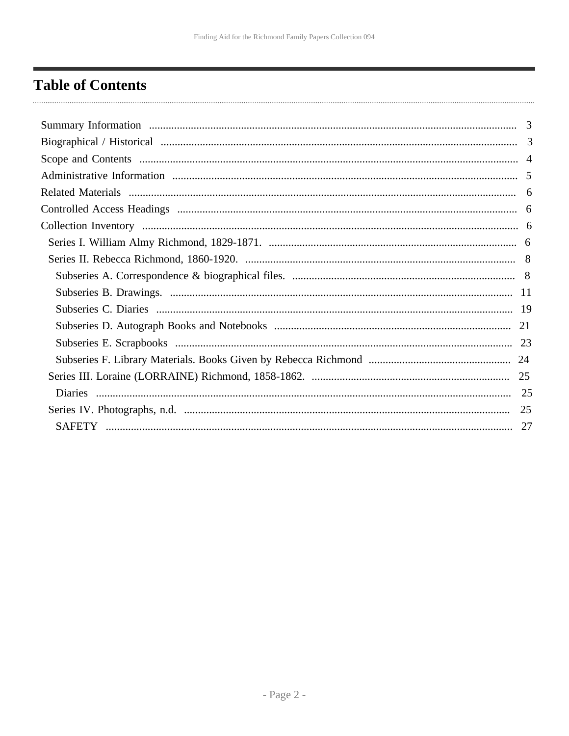# Table of Contents

- Summary Information ... 3
- Biographical / Historical ... 3
- Scope and Contents ... 4
- Administrative Information ... 5
- Related Materials ... 6
- Controlled Access Headings ... 6
- Collection Inventory ... 6
  - Series I. William Almy Richmond, 1829-1871. ... 6
  - Series II. Rebecca Richmond, 1860-1920. ... 8
    - Subseries A. Correspondence & biographical files. ... 8
    - Subseries B. Drawings. ... 11
    - Subseries C. Diaries ... 19
    - Subseries D. Autograph Books and Notebooks ... 21
    - Subseries E. Scrapbooks ... 23
    - Subseries F. Library Materials. Books Given by Rebecca Richmond ... 24
  - Series III. Loraine (LORRAINE) Richmond, 1858-1862. ... 25
    - Diaries ... 25
  - Series IV. Photographs, n.d. ... 25
    - SAFETY ... 27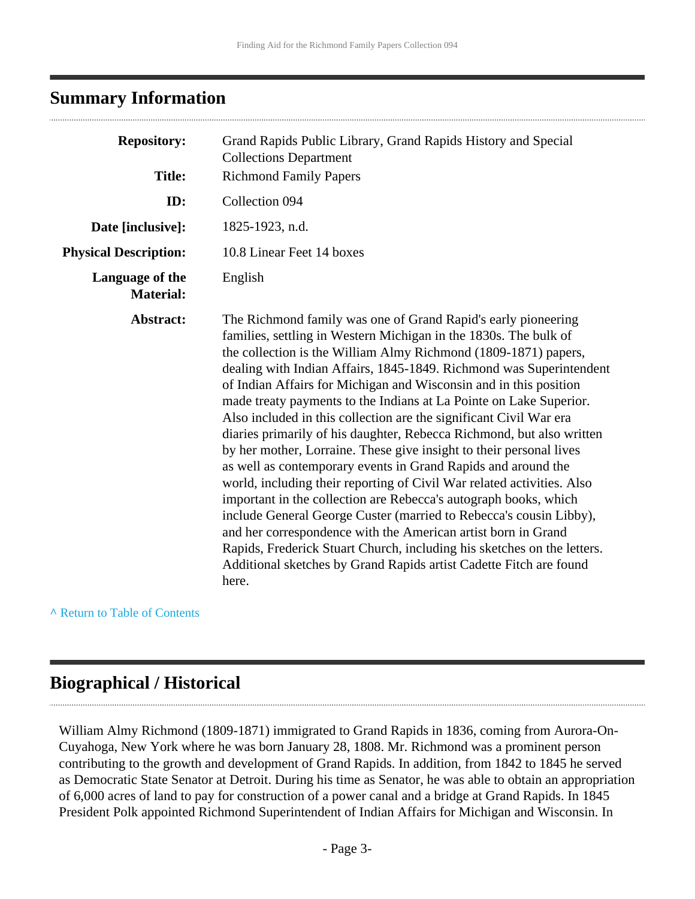## Summary Information

| | |
|---|---|
| **Repository:** | Grand Rapids Public Library, Grand Rapids History and Special Collections Department |
| **Title:** | Richmond Family Papers |
| **ID:** | Collection 094 |
| **Date [inclusive]:** | 1825-1923, n.d. |
| **Physical Description:** | 10.8 Linear Feet 14 boxes |
| **Language of the Material:** | English |
| **Abstract:** | The Richmond family was one of Grand Rapid's early pioneering families, settling in Western Michigan in the 1830s. The bulk of the collection is the William Almy Richmond (1809-1871) papers, dealing with Indian Affairs, 1845-1849. Richmond was Superintendent of Indian Affairs for Michigan and Wisconsin and in this position made treaty payments to the Indians at La Pointe on Lake Superior. Also included in this collection are the significant Civil War era diaries primarily of his daughter, Rebecca Richmond, but also written by her mother, Lorraine. These give insight to their personal lives as well as contemporary events in Grand Rapids and around the world, including their reporting of Civil War related activities. Also important in the collection are Rebecca's autograph books, which include General George Custer (married to Rebecca's cousin Libby), and her correspondence with the American artist born in Grand Rapids, Frederick Stuart Church, including his sketches on the letters. Additional sketches by Grand Rapids artist Cadette Fitch are found here. |

^ Return to Table of Contents

## Biographical / Historical

William Almy Richmond (1809-1871) immigrated to Grand Rapids in 1836, coming from Aurora-On-Cuyahoga, New York where he was born January 28, 1808. Mr. Richmond was a prominent person contributing to the growth and development of Grand Rapids. In addition, from 1842 to 1845 he served as Democratic State Senator at Detroit. During his time as Senator, he was able to obtain an appropriation of 6,000 acres of land to pay for construction of a power canal and a bridge at Grand Rapids. In 1845 President Polk appointed Richmond Superintendent of Indian Affairs for Michigan and Wisconsin. In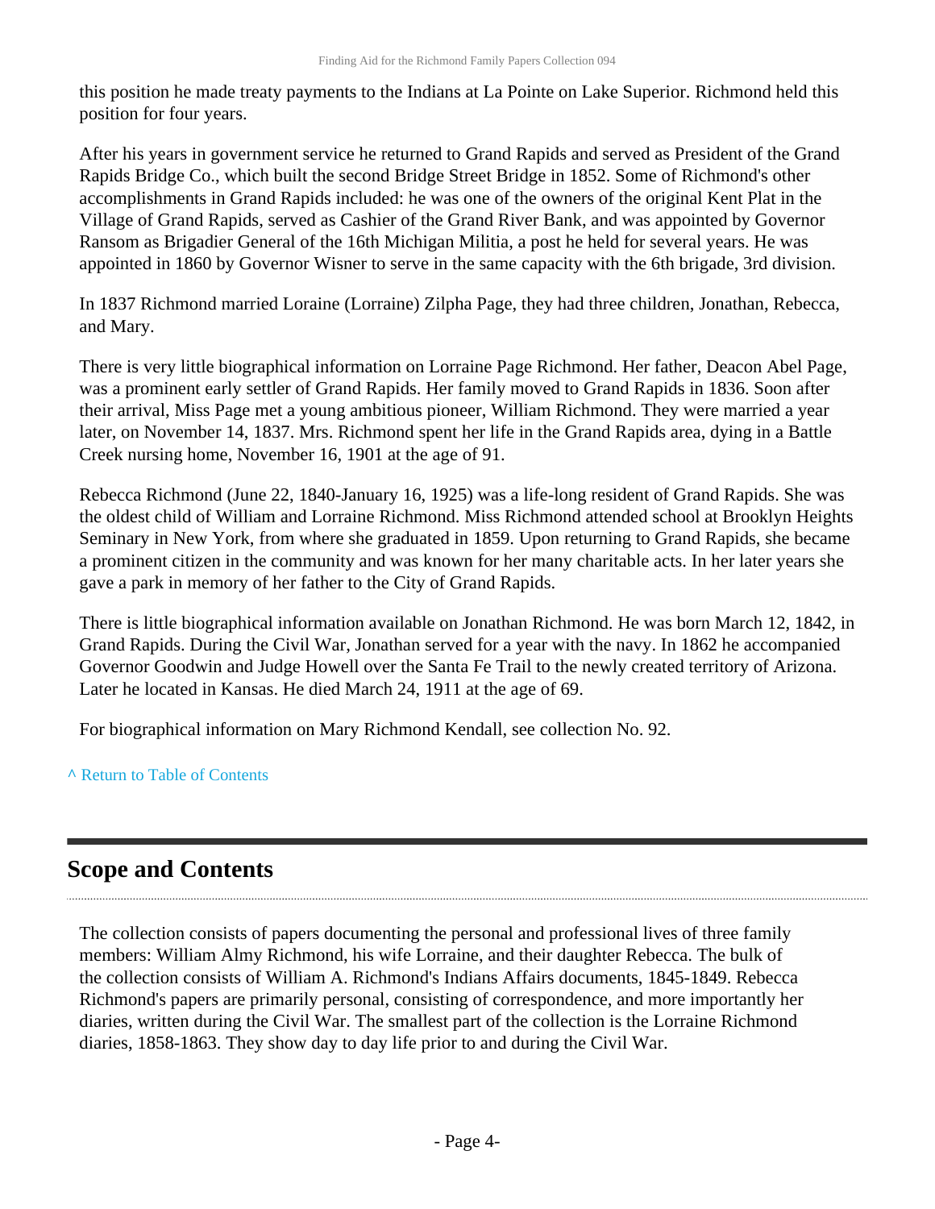this position he made treaty payments to the Indians at La Pointe on Lake Superior. Richmond held this position for four years.

After his years in government service he returned to Grand Rapids and served as President of the Grand Rapids Bridge Co., which built the second Bridge Street Bridge in 1852. Some of Richmond's other accomplishments in Grand Rapids included: he was one of the owners of the original Kent Plat in the Village of Grand Rapids, served as Cashier of the Grand River Bank, and was appointed by Governor Ransom as Brigadier General of the 16th Michigan Militia, a post he held for several years. He was appointed in 1860 by Governor Wisner to serve in the same capacity with the 6th brigade, 3rd division.

In 1837 Richmond married Loraine (Lorraine) Zilpha Page, they had three children, Jonathan, Rebecca, and Mary.

There is very little biographical information on Lorraine Page Richmond. Her father, Deacon Abel Page, was a prominent early settler of Grand Rapids. Her family moved to Grand Rapids in 1836. Soon after their arrival, Miss Page met a young ambitious pioneer, William Richmond. They were married a year later, on November 14, 1837. Mrs. Richmond spent her life in the Grand Rapids area, dying in a Battle Creek nursing home, November 16, 1901 at the age of 91.

Rebecca Richmond (June 22, 1840-January 16, 1925) was a life-long resident of Grand Rapids. She was the oldest child of William and Lorraine Richmond. Miss Richmond attended school at Brooklyn Heights Seminary in New York, from where she graduated in 1859. Upon returning to Grand Rapids, she became a prominent citizen in the community and was known for her many charitable acts. In her later years she gave a park in memory of her father to the City of Grand Rapids.

There is little biographical information available on Jonathan Richmond. He was born March 12, 1842, in Grand Rapids. During the Civil War, Jonathan served for a year with the navy. In 1862 he accompanied Governor Goodwin and Judge Howell over the Santa Fe Trail to the newly created territory of Arizona. Later he located in Kansas. He died March 24, 1911 at the age of 69.

For biographical information on Mary Richmond Kendall, see collection No. 92.

^ Return to Table of Contents

## Scope and Contents

The collection consists of papers documenting the personal and professional lives of three family members: William Almy Richmond, his wife Lorraine, and their daughter Rebecca. The bulk of the collection consists of William A. Richmond's Indians Affairs documents, 1845-1849. Rebecca Richmond's papers are primarily personal, consisting of correspondence, and more importantly her diaries, written during the Civil War. The smallest part of the collection is the Lorraine Richmond diaries, 1858-1863. They show day to day life prior to and during the Civil War.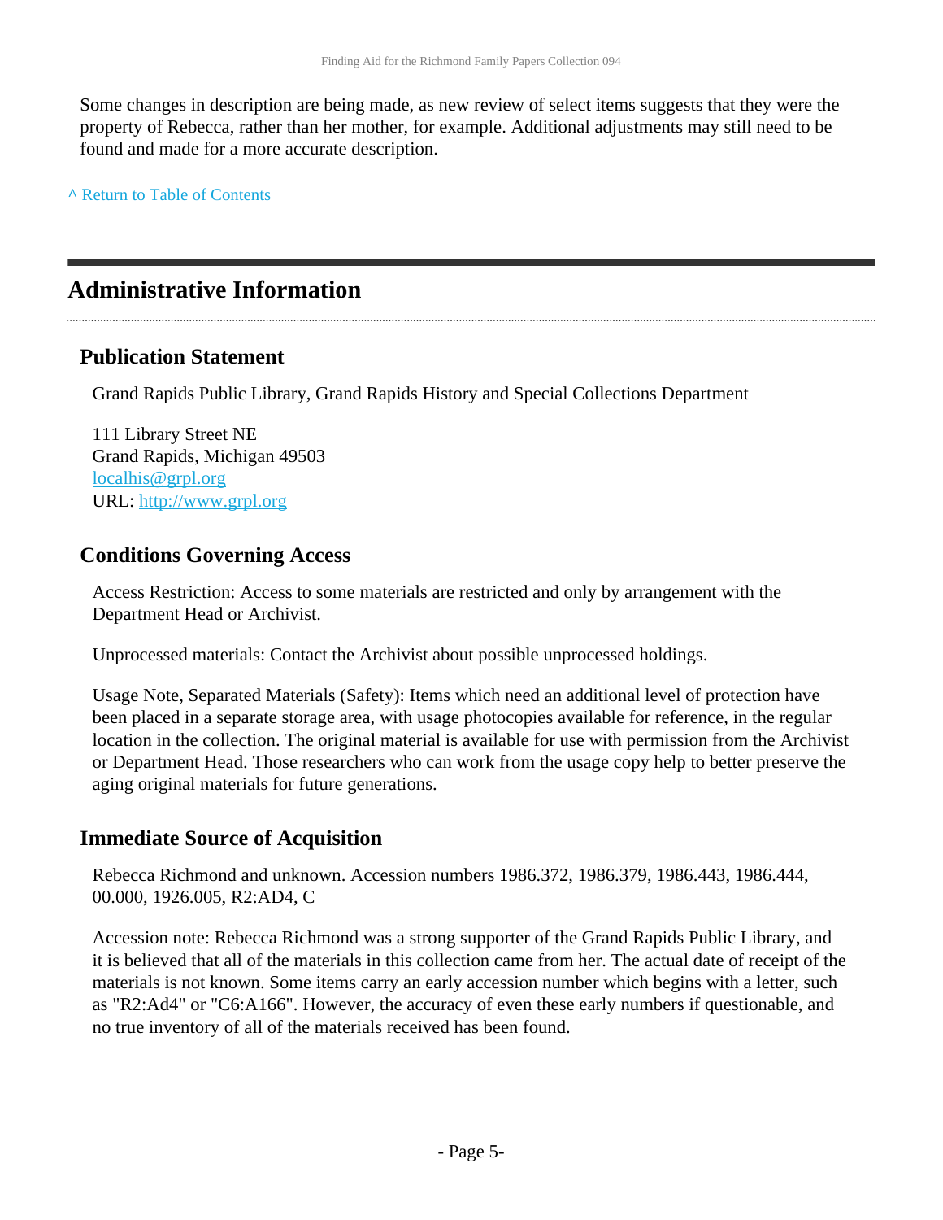Some changes in description are being made, as new review of select items suggests that they were the property of Rebecca, rather than her mother, for example. Additional adjustments may still need to be found and made for a more accurate description.

^ Return to Table of Contents

## Administrative Information

### Publication Statement

Grand Rapids Public Library, Grand Rapids History and Special Collections Department

111 Library Street NE
Grand Rapids, Michigan 49503
localhis@grpl.org
URL: http://www.grpl.org

### Conditions Governing Access

Access Restriction: Access to some materials are restricted and only by arrangement with the Department Head or Archivist.

Unprocessed materials: Contact the Archivist about possible unprocessed holdings.

Usage Note, Separated Materials (Safety): Items which need an additional level of protection have been placed in a separate storage area, with usage photocopies available for reference, in the regular location in the collection. The original material is available for use with permission from the Archivist or Department Head. Those researchers who can work from the usage copy help to better preserve the aging original materials for future generations.

### Immediate Source of Acquisition

Rebecca Richmond and unknown. Accession numbers 1986.372, 1986.379, 1986.443, 1986.444, 00.000, 1926.005, R2:AD4, C

Accession note: Rebecca Richmond was a strong supporter of the Grand Rapids Public Library, and it is believed that all of the materials in this collection came from her. The actual date of receipt of the materials is not known. Some items carry an early accession number which begins with a letter, such as "R2:Ad4" or "C6:A166". However, the accuracy of even these early numbers if questionable, and no true inventory of all of the materials received has been found.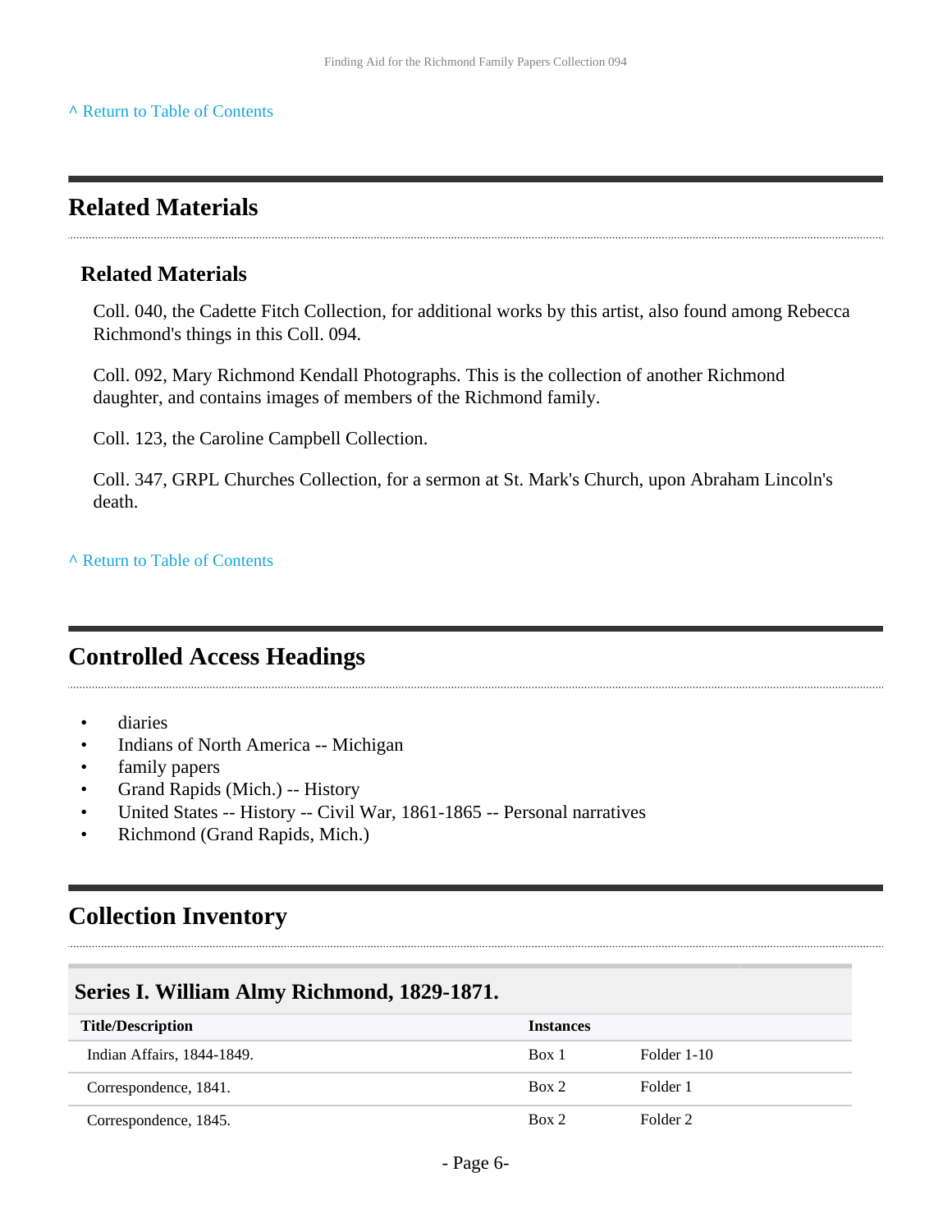^ Return to Table of Contents

## Related Materials

### Related Materials

Coll. 040, the Cadette Fitch Collection, for additional works by this artist, also found among Rebecca Richmond's things in this Coll. 094.

Coll. 092, Mary Richmond Kendall Photographs. This is the collection of another Richmond daughter, and contains images of members of the Richmond family.

Coll. 123, the Caroline Campbell Collection.

Coll. 347, GRPL Churches Collection, for a sermon at St. Mark's Church, upon Abraham Lincoln's death.

^ Return to Table of Contents

## Controlled Access Headings

- diaries
- Indians of North America -- Michigan
- family papers
- Grand Rapids (Mich.) -- History
- United States -- History -- Civil War, 1861-1865 -- Personal narratives
- Richmond (Grand Rapids, Mich.)

## Collection Inventory

### Series I. William Almy Richmond, 1829-1871.

| Title/Description | Instances | |
|---|---|---|
| Indian Affairs, 1844-1849. | Box 1 | Folder 1-10 |
| Correspondence, 1841. | Box 2 | Folder 1 |
| Correspondence, 1845. | Box 2 | Folder 2 |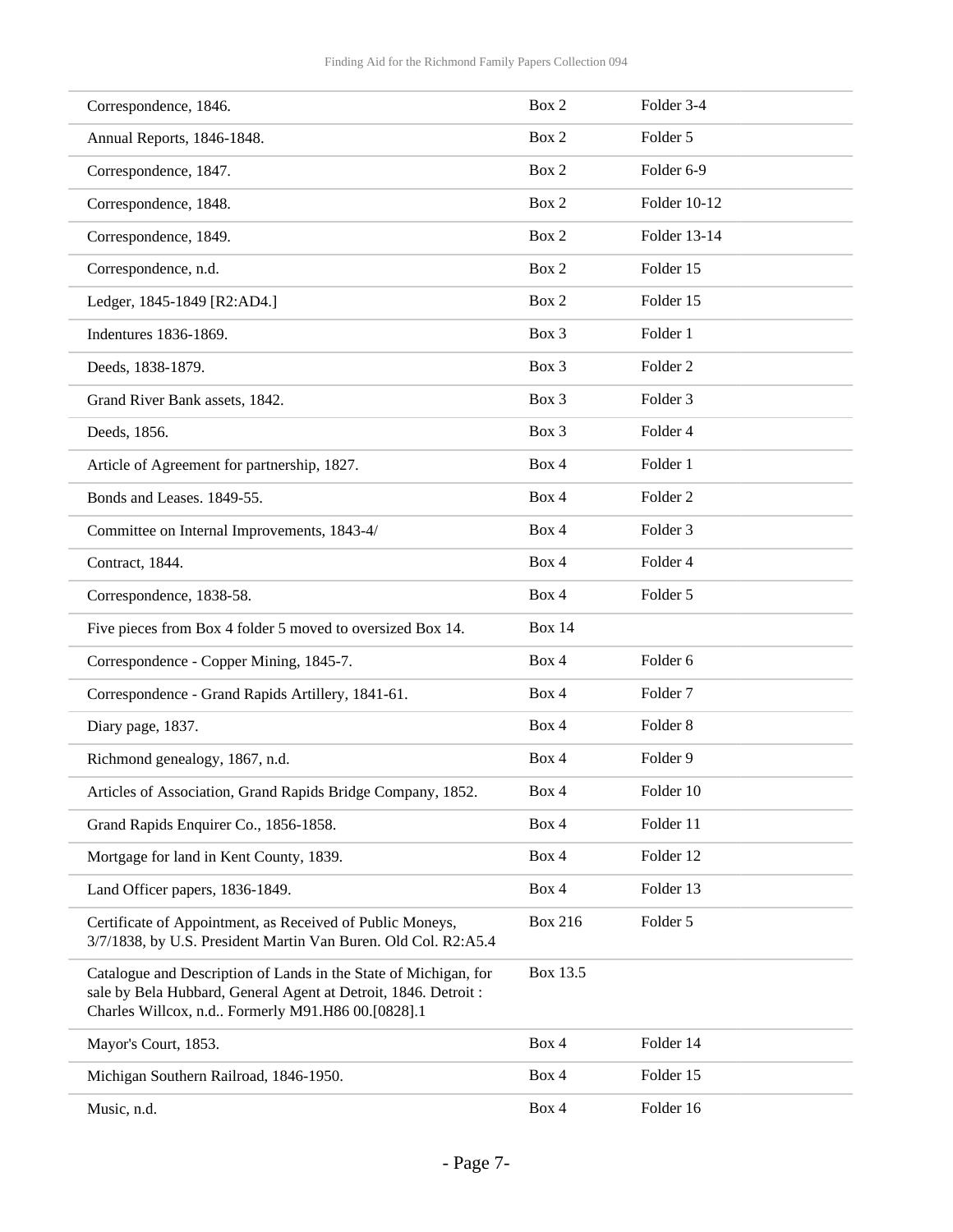| | | |
|---|---|---|
| Correspondence, 1846. | Box 2 | Folder 3-4 |
| Annual Reports, 1846-1848. | Box 2 | Folder 5 |
| Correspondence, 1847. | Box 2 | Folder 6-9 |
| Correspondence, 1848. | Box 2 | Folder 10-12 |
| Correspondence, 1849. | Box 2 | Folder 13-14 |
| Correspondence, n.d. | Box 2 | Folder 15 |
| Ledger, 1845-1849 [R2:AD4.] | Box 2 | Folder 15 |
| Indentures 1836-1869. | Box 3 | Folder 1 |
| Deeds, 1838-1879. | Box 3 | Folder 2 |
| Grand River Bank assets, 1842. | Box 3 | Folder 3 |
| Deeds, 1856. | Box 3 | Folder 4 |
| Article of Agreement for partnership, 1827. | Box 4 | Folder 1 |
| Bonds and Leases. 1849-55. | Box 4 | Folder 2 |
| Committee on Internal Improvements, 1843-4/ | Box 4 | Folder 3 |
| Contract, 1844. | Box 4 | Folder 4 |
| Correspondence, 1838-58. | Box 4 | Folder 5 |
| Five pieces from Box 4 folder 5 moved to oversized Box 14. | Box 14 | |
| Correspondence - Copper Mining, 1845-7. | Box 4 | Folder 6 |
| Correspondence - Grand Rapids Artillery, 1841-61. | Box 4 | Folder 7 |
| Diary page, 1837. | Box 4 | Folder 8 |
| Richmond genealogy, 1867, n.d. | Box 4 | Folder 9 |
| Articles of Association, Grand Rapids Bridge Company, 1852. | Box 4 | Folder 10 |
| Grand Rapids Enquirer Co., 1856-1858. | Box 4 | Folder 11 |
| Mortgage for land in Kent County, 1839. | Box 4 | Folder 12 |
| Land Officer papers, 1836-1849. | Box 4 | Folder 13 |
| Certificate of Appointment, as Received of Public Moneys, 3/7/1838, by U.S. President Martin Van Buren. Old Col. R2:A5.4 | Box 216 | Folder 5 |
| Catalogue and Description of Lands in the State of Michigan, for sale by Bela Hubbard, General Agent at Detroit, 1846. Detroit : Charles Willcox, n.d.. Formerly M91.H86 00.[0828].1 | Box 13.5 | |
| Mayor's Court, 1853. | Box 4 | Folder 14 |
| Michigan Southern Railroad, 1846-1950. | Box 4 | Folder 15 |
| Music, n.d. | Box 4 | Folder 16 |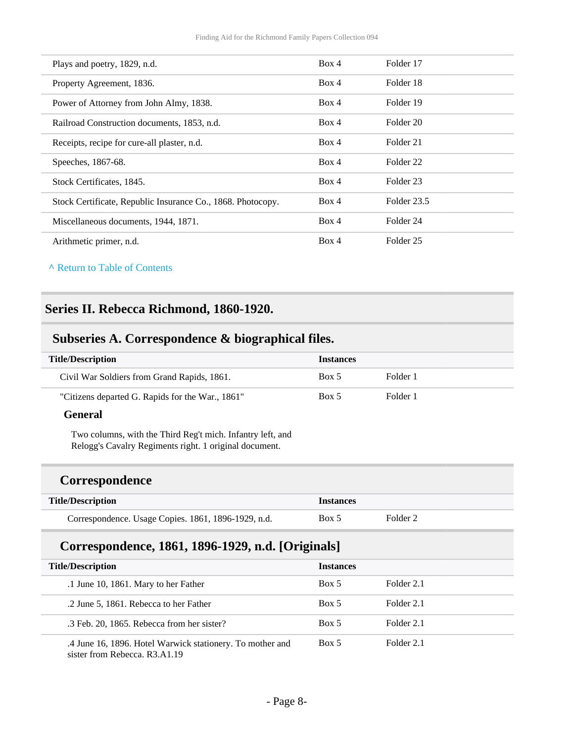| Plays and poetry, 1829, n.d. | Box 4 | Folder 17 |
|---|---|---|
| Property Agreement, 1836. | Box 4 | Folder 18 |
| Power of Attorney from John Almy, 1838. | Box 4 | Folder 19 |
| Railroad Construction documents, 1853, n.d. | Box 4 | Folder 20 |
| Receipts, recipe for cure-all plaster, n.d. | Box 4 | Folder 21 |
| Speeches, 1867-68. | Box 4 | Folder 22 |
| Stock Certificates, 1845. | Box 4 | Folder 23 |
| Stock Certificate, Republic Insurance Co., 1868. Photocopy. | Box 4 | Folder 23.5 |
| Miscellaneous documents, 1944, 1871. | Box 4 | Folder 24 |
| Arithmetic primer, n.d. | Box 4 | Folder 25 |

^ Return to Table of Contents

## Series II. Rebecca Richmond, 1860-1920.

### Subseries A. Correspondence & biographical files.

| Title/Description | Instances | |
|---|---|---|
| Civil War Soldiers from Grand Rapids, 1861. | Box 5 | Folder 1 |
| "Citizens departed G. Rapids for the War., 1861" | Box 5 | Folder 1 |

**General**

Two columns, with the Third Reg't mich. Infantry left, and Relogg's Cavalry Regiments right. 1 original document.

### Correspondence

| Title/Description | Instances | |
|---|---|---|
| Correspondence. Usage Copies. 1861, 1896-1929, n.d. | Box 5 | Folder 2 |

### Correspondence, 1861, 1896-1929, n.d. [Originals]

| Title/Description | Instances | |
|---|---|---|
| .1 June 10, 1861. Mary to her Father | Box 5 | Folder 2.1 |
| .2 June 5, 1861. Rebecca to her Father | Box 5 | Folder 2.1 |
| .3 Feb. 20, 1865. Rebecca from her sister? | Box 5 | Folder 2.1 |
| .4 June 16, 1896. Hotel Warwick stationery. To mother and sister from Rebecca. R3.A1.19 | Box 5 | Folder 2.1 |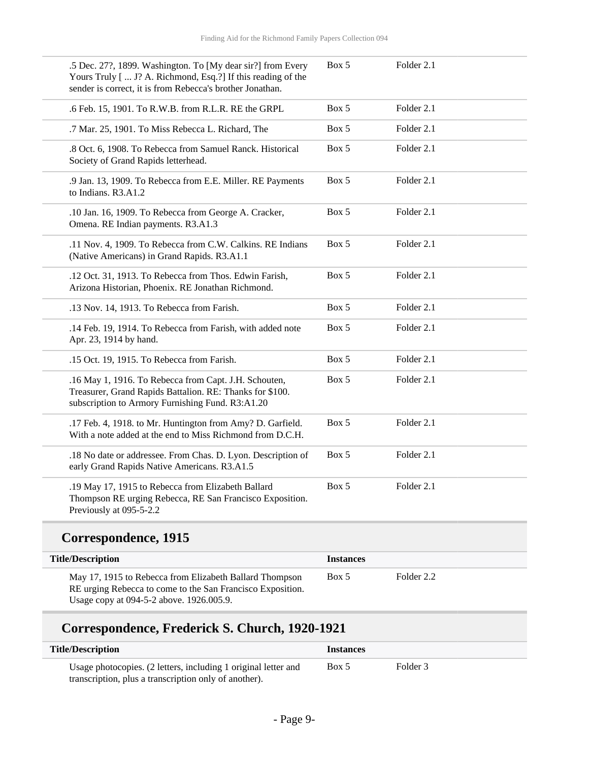| Title/Description | Instances | |
|---|---|---|
| .5 Dec. 27?, 1899. Washington. To [My dear sir?] from Every Yours Truly [ ... J? A. Richmond, Esq.?] If this reading of the sender is correct, it is from Rebecca's brother Jonathan. | Box 5 | Folder 2.1 |
| .6 Feb. 15, 1901. To R.W.B. from R.L.R. RE the GRPL | Box 5 | Folder 2.1 |
| .7 Mar. 25, 1901. To Miss Rebecca L. Richard, The | Box 5 | Folder 2.1 |
| .8 Oct. 6, 1908. To Rebecca from Samuel Ranck. Historical Society of Grand Rapids letterhead. | Box 5 | Folder 2.1 |
| .9 Jan. 13, 1909. To Rebecca from E.E. Miller. RE Payments to Indians. R3.A1.2 | Box 5 | Folder 2.1 |
| .10 Jan. 16, 1909. To Rebecca from George A. Cracker, Omena. RE Indian payments. R3.A1.3 | Box 5 | Folder 2.1 |
| .11 Nov. 4, 1909. To Rebecca from C.W. Calkins. RE Indians (Native Americans) in Grand Rapids. R3.A1.1 | Box 5 | Folder 2.1 |
| .12 Oct. 31, 1913. To Rebecca from Thos. Edwin Farish, Arizona Historian, Phoenix. RE Jonathan Richmond. | Box 5 | Folder 2.1 |
| .13 Nov. 14, 1913. To Rebecca from Farish. | Box 5 | Folder 2.1 |
| .14 Feb. 19, 1914. To Rebecca from Farish, with added note Apr. 23, 1914 by hand. | Box 5 | Folder 2.1 |
| .15 Oct. 19, 1915. To Rebecca from Farish. | Box 5 | Folder 2.1 |
| .16 May 1, 1916. To Rebecca from Capt. J.H. Schouten, Treasurer, Grand Rapids Battalion. RE: Thanks for $100. subscription to Armory Furnishing Fund. R3:A1.20 | Box 5 | Folder 2.1 |
| .17 Feb. 4, 1918. to Mr. Huntington from Amy? D. Garfield. With a note added at the end to Miss Richmond from D.C.H. | Box 5 | Folder 2.1 |
| .18 No date or addressee. From Chas. D. Lyon. Description of early Grand Rapids Native Americans. R3.A1.5 | Box 5 | Folder 2.1 |
| .19 May 17, 1915 to Rebecca from Elizabeth Ballard Thompson RE urging Rebecca, RE San Francisco Exposition. Previously at 095-5-2.2 | Box 5 | Folder 2.1 |

## Correspondence, 1915

| Title/Description | Instances | |
|---|---|---|
| May 17, 1915 to Rebecca from Elizabeth Ballard Thompson RE urging Rebecca to come to the San Francisco Exposition. Usage copy at 094-5-2 above. 1926.005.9. | Box 5 | Folder 2.2 |

## Correspondence, Frederick S. Church, 1920-1921

| Title/Description | Instances | |
|---|---|---|
| Usage photocopies. (2 letters, including 1 original letter and transcription, plus a transcription only of another). | Box 5 | Folder 3 |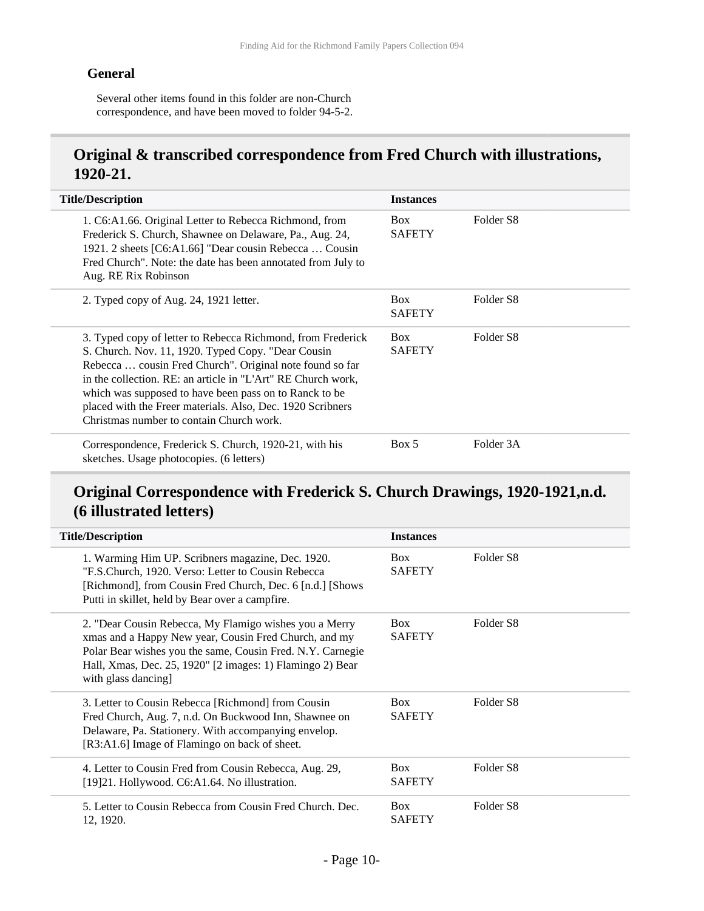### General

Several other items found in this folder are non-Church correspondence, and have been moved to folder 94-5-2.

## Original & transcribed correspondence from Fred Church with illustrations, 1920-21.

| Title/Description | Instances | |
|---|---|---|
| 1. C6:A1.66. Original Letter to Rebecca Richmond, from Frederick S. Church, Shawnee on Delaware, Pa., Aug. 24, 1921. 2 sheets [C6:A1.66] "Dear cousin Rebecca … Cousin Fred Church". Note: the date has been annotated from July to Aug. RE Rix Robinson | Box SAFETY | Folder S8 |
| 2. Typed copy of Aug. 24, 1921 letter. | Box SAFETY | Folder S8 |
| 3. Typed copy of letter to Rebecca Richmond, from Frederick S. Church. Nov. 11, 1920. Typed Copy. "Dear Cousin Rebecca … cousin Fred Church". Original note found so far in the collection. RE: an article in "L'Art" RE Church work, which was supposed to have been pass on to Ranck to be placed with the Freer materials. Also, Dec. 1920 Scribners Christmas number to contain Church work. | Box SAFETY | Folder S8 |
| Correspondence, Frederick S. Church, 1920-21, with his sketches. Usage photocopies. (6 letters) | Box 5 | Folder 3A |

## Original Correspondence with Frederick S. Church Drawings, 1920-1921,n.d. (6 illustrated letters)

| Title/Description | Instances | |
|---|---|---|
| 1. Warming Him UP. Scribners magazine, Dec. 1920. "F.S.Church, 1920. Verso: Letter to Cousin Rebecca [Richmond], from Cousin Fred Church, Dec. 6 [n.d.] [Shows Putti in skillet, held by Bear over a campfire. | Box SAFETY | Folder S8 |
| 2. "Dear Cousin Rebecca, My Flamigo wishes you a Merry xmas and a Happy New year, Cousin Fred Church, and my Polar Bear wishes you the same, Cousin Fred. N.Y. Carnegie Hall, Xmas, Dec. 25, 1920" [2 images: 1) Flamingo 2) Bear with glass dancing] | Box SAFETY | Folder S8 |
| 3. Letter to Cousin Rebecca [Richmond] from Cousin Fred Church, Aug. 7, n.d. On Buckwood Inn, Shawnee on Delaware, Pa. Stationery. With accompanying envelop. [R3:A1.6] Image of Flamingo on back of sheet. | Box SAFETY | Folder S8 |
| 4. Letter to Cousin Fred from Cousin Rebecca, Aug. 29, [19]21. Hollywood. C6:A1.64. No illustration. | Box SAFETY | Folder S8 |
| 5. Letter to Cousin Rebecca from Cousin Fred Church. Dec. 12, 1920. | Box SAFETY | Folder S8 |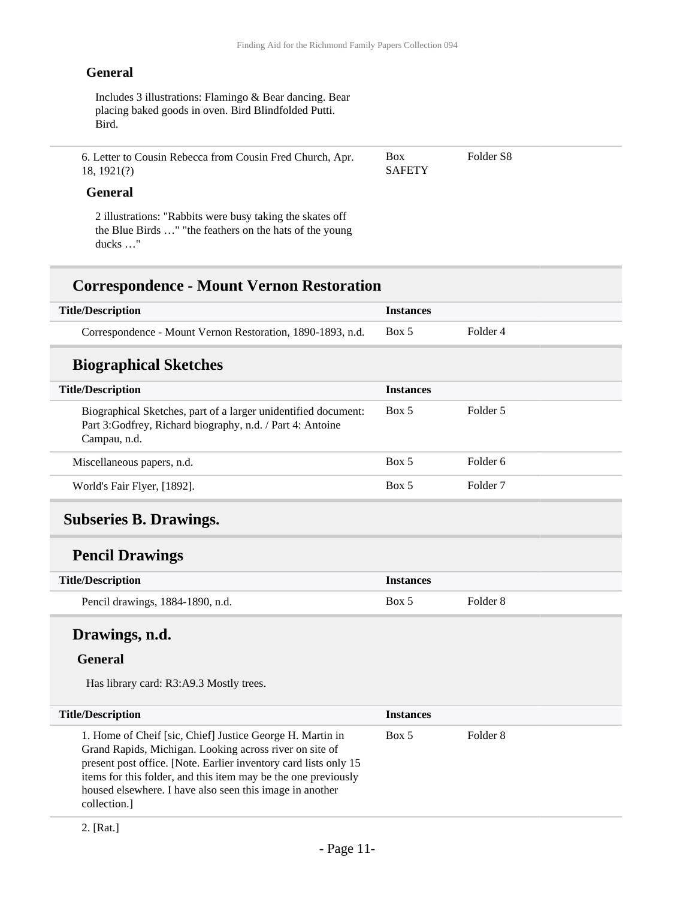**General**

Includes 3 illustrations: Flamingo & Bear dancing. Bear placing baked goods in oven. Bird Blindfolded Putti. Bird.

| | | |
|---|---|---|
| 6. Letter to Cousin Rebecca from Cousin Fred Church, Apr. 18, 1921(?) | Box SAFETY | Folder S8 |

**General**

2 illustrations: "Rabbits were busy taking the skates off the Blue Birds …" "the feathers on the hats of the young ducks …"

## Correspondence - Mount Vernon Restoration

| Title/Description | Instances | |
|---|---|---|
| Correspondence - Mount Vernon Restoration, 1890-1893, n.d. | Box 5 | Folder 4 |

## Biographical Sketches

| Title/Description | Instances | |
|---|---|---|
| Biographical Sketches, part of a larger unidentified document: Part 3:Godfrey, Richard biography, n.d. / Part 4: Antoine Campau, n.d. | Box 5 | Folder 5 |
| Miscellaneous papers, n.d. | Box 5 | Folder 6 |
| World's Fair Flyer, [1892]. | Box 5 | Folder 7 |

# Subseries B. Drawings.

## Pencil Drawings

| Title/Description | Instances | |
|---|---|---|
| Pencil drawings, 1884-1890, n.d. | Box 5 | Folder 8 |

## Drawings, n.d.

**General**

Has library card: R3:A9.3 Mostly trees.

| Title/Description | Instances | |
|---|---|---|
| 1. Home of Cheif [sic, Chief] Justice George H. Martin in Grand Rapids, Michigan. Looking across river on site of present post office. [Note. Earlier inventory card lists only 15 items for this folder, and this item may be the one previously housed elsewhere. I have also seen this image in another collection.] | Box 5 | Folder 8 |
| 2. [Rat.] | | |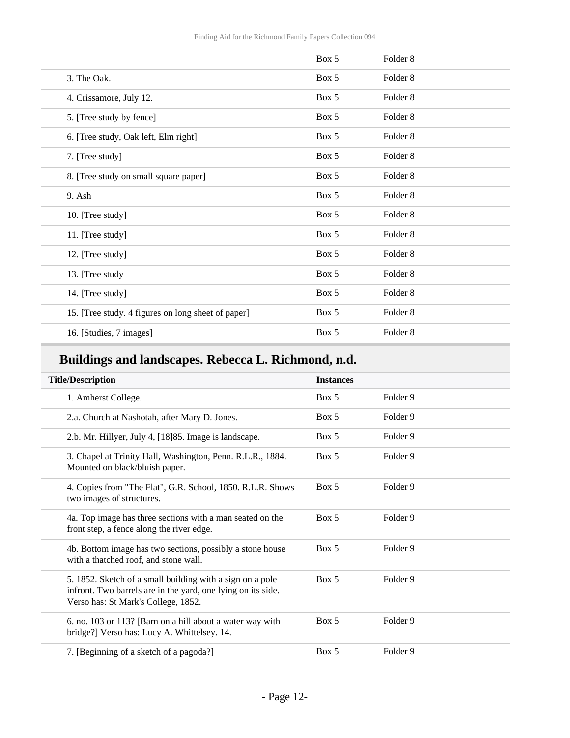| | | |
|---|---|---|
| | Box 5 | Folder 8 |
| 3. The Oak. | Box 5 | Folder 8 |
| 4. Crissamore, July 12. | Box 5 | Folder 8 |
| 5. [Tree study by fence] | Box 5 | Folder 8 |
| 6. [Tree study, Oak left, Elm right] | Box 5 | Folder 8 |
| 7. [Tree study] | Box 5 | Folder 8 |
| 8. [Tree study on small square paper] | Box 5 | Folder 8 |
| 9. Ash | Box 5 | Folder 8 |
| 10. [Tree study] | Box 5 | Folder 8 |
| 11. [Tree study] | Box 5 | Folder 8 |
| 12. [Tree study] | Box 5 | Folder 8 |
| 13. [Tree study | Box 5 | Folder 8 |
| 14. [Tree study] | Box 5 | Folder 8 |
| 15. [Tree study. 4 figures on long sheet of paper] | Box 5 | Folder 8 |
| 16. [Studies, 7 images] | Box 5 | Folder 8 |

## Buildings and landscapes. Rebecca L. Richmond, n.d.

| Title/Description | Instances | |
|---|---|---|
| 1. Amherst College. | Box 5 | Folder 9 |
| 2.a. Church at Nashotah, after Mary D. Jones. | Box 5 | Folder 9 |
| 2.b. Mr. Hillyer, July 4, [18]85. Image is landscape. | Box 5 | Folder 9 |
| 3. Chapel at Trinity Hall, Washington, Penn. R.L.R., 1884. Mounted on black/bluish paper. | Box 5 | Folder 9 |
| 4. Copies from "The Flat", G.R. School, 1850. R.L.R. Shows two images of structures. | Box 5 | Folder 9 |
| 4a. Top image has three sections with a man seated on the front step, a fence along the river edge. | Box 5 | Folder 9 |
| 4b. Bottom image has two sections, possibly a stone house with a thatched roof, and stone wall. | Box 5 | Folder 9 |
| 5. 1852. Sketch of a small building with a sign on a pole infront. Two barrels are in the yard, one lying on its side. Verso has: St Mark's College, 1852. | Box 5 | Folder 9 |
| 6. no. 103 or 113? [Barn on a hill about a water way with bridge?] Verso has: Lucy A. Whittelsey. 14. | Box 5 | Folder 9 |
| 7. [Beginning of a sketch of a pagoda?] | Box 5 | Folder 9 |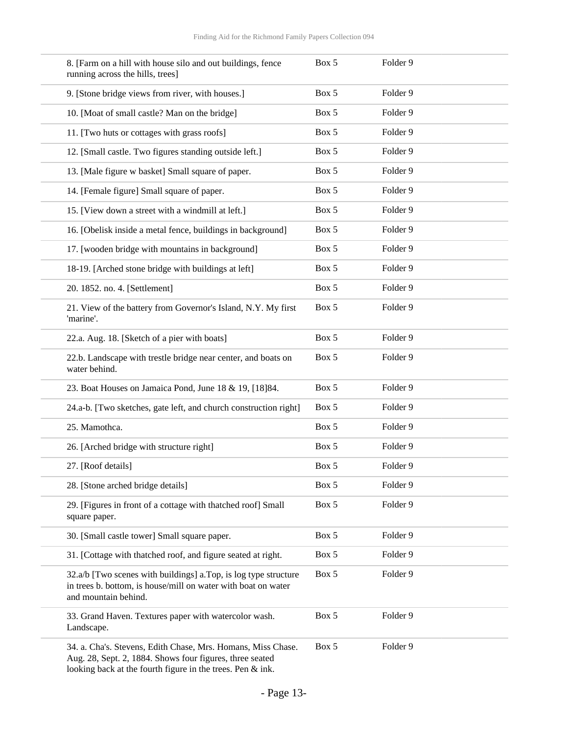| | | |
|---|---|---|
| 8. [Farm on a hill with house silo and out buildings, fence running across the hills, trees] | Box 5 | Folder 9 |
| 9. [Stone bridge views from river, with houses.] | Box 5 | Folder 9 |
| 10. [Moat of small castle? Man on the bridge] | Box 5 | Folder 9 |
| 11. [Two huts or cottages with grass roofs] | Box 5 | Folder 9 |
| 12. [Small castle. Two figures standing outside left.] | Box 5 | Folder 9 |
| 13. [Male figure w basket] Small square of paper. | Box 5 | Folder 9 |
| 14. [Female figure] Small square of paper. | Box 5 | Folder 9 |
| 15. [View down a street with a windmill at left.] | Box 5 | Folder 9 |
| 16. [Obelisk inside a metal fence, buildings in background] | Box 5 | Folder 9 |
| 17. [wooden bridge with mountains in background] | Box 5 | Folder 9 |
| 18-19. [Arched stone bridge with buildings at left] | Box 5 | Folder 9 |
| 20. 1852. no. 4. [Settlement] | Box 5 | Folder 9 |
| 21. View of the battery from Governor's Island, N.Y. My first 'marine'. | Box 5 | Folder 9 |
| 22.a. Aug. 18. [Sketch of a pier with boats] | Box 5 | Folder 9 |
| 22.b. Landscape with trestle bridge near center, and boats on water behind. | Box 5 | Folder 9 |
| 23. Boat Houses on Jamaica Pond, June 18 & 19, [18]84. | Box 5 | Folder 9 |
| 24.a-b. [Two sketches, gate left, and church construction right] | Box 5 | Folder 9 |
| 25. Mamothca. | Box 5 | Folder 9 |
| 26. [Arched bridge with structure right] | Box 5 | Folder 9 |
| 27. [Roof details] | Box 5 | Folder 9 |
| 28. [Stone arched bridge details] | Box 5 | Folder 9 |
| 29. [Figures in front of a cottage with thatched roof] Small square paper. | Box 5 | Folder 9 |
| 30. [Small castle tower] Small square paper. | Box 5 | Folder 9 |
| 31. [Cottage with thatched roof, and figure seated at right. | Box 5 | Folder 9 |
| 32.a/b [Two scenes with buildings] a.Top, is log type structure in trees b. bottom, is house/mill on water with boat on water and mountain behind. | Box 5 | Folder 9 |
| 33. Grand Haven. Textures paper with watercolor wash. Landscape. | Box 5 | Folder 9 |
| 34. a. Cha's. Stevens, Edith Chase, Mrs. Homans, Miss Chase. Aug. 28, Sept. 2, 1884. Shows four figures, three seated looking back at the fourth figure in the trees. Pen & ink. | Box 5 | Folder 9 |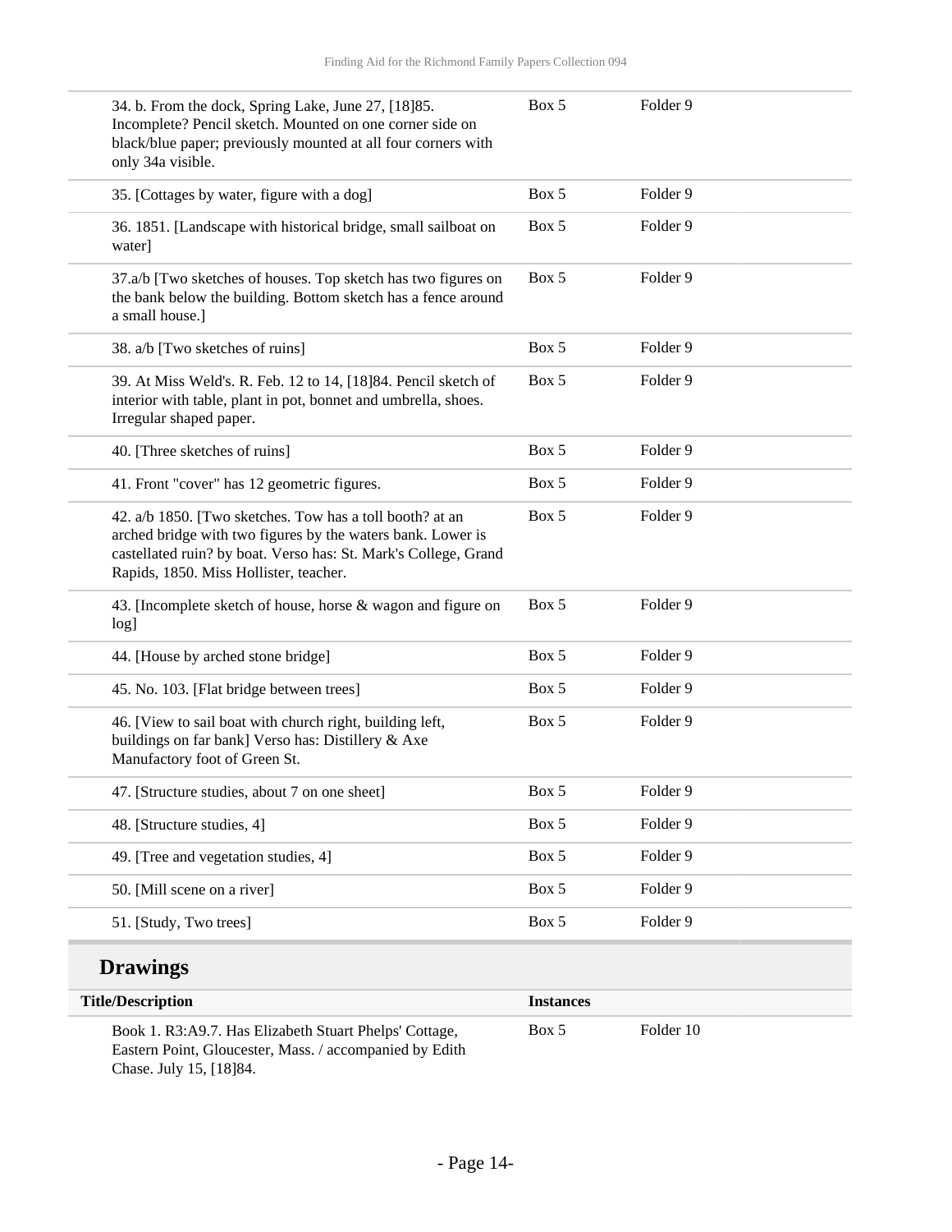| | | |
|---|---|---|
| 34. b. From the dock, Spring Lake, June 27, [18]85. Incomplete? Pencil sketch. Mounted on one corner side on black/blue paper; previously mounted at all four corners with only 34a visible. | Box 5 | Folder 9 |
| 35. [Cottages by water, figure with a dog] | Box 5 | Folder 9 |
| 36. 1851. [Landscape with historical bridge, small sailboat on water] | Box 5 | Folder 9 |
| 37.a/b [Two sketches of houses. Top sketch has two figures on the bank below the building. Bottom sketch has a fence around a small house.] | Box 5 | Folder 9 |
| 38. a/b [Two sketches of ruins] | Box 5 | Folder 9 |
| 39. At Miss Weld's. R. Feb. 12 to 14, [18]84. Pencil sketch of interior with table, plant in pot, bonnet and umbrella, shoes. Irregular shaped paper. | Box 5 | Folder 9 |
| 40. [Three sketches of ruins] | Box 5 | Folder 9 |
| 41. Front "cover" has 12 geometric figures. | Box 5 | Folder 9 |
| 42. a/b 1850. [Two sketches. Tow has a toll booth? at an arched bridge with two figures by the waters bank. Lower is castellated ruin? by boat. Verso has: St. Mark's College, Grand Rapids, 1850. Miss Hollister, teacher. | Box 5 | Folder 9 |
| 43. [Incomplete sketch of house, horse & wagon and figure on log] | Box 5 | Folder 9 |
| 44. [House by arched stone bridge] | Box 5 | Folder 9 |
| 45. No. 103. [Flat bridge between trees] | Box 5 | Folder 9 |
| 46. [View to sail boat with church right, building left, buildings on far bank] Verso has: Distillery & Axe Manufactory foot of Green St. | Box 5 | Folder 9 |
| 47. [Structure studies, about 7 on one sheet] | Box 5 | Folder 9 |
| 48. [Structure studies, 4] | Box 5 | Folder 9 |
| 49. [Tree and vegetation studies, 4] | Box 5 | Folder 9 |
| 50. [Mill scene on a river] | Box 5 | Folder 9 |
| 51. [Study, Two trees] | Box 5 | Folder 9 |

## Drawings

| Title/Description | Instances | |
|---|---|---|
| Book 1. R3:A9.7. Has Elizabeth Stuart Phelps' Cottage, Eastern Point, Gloucester, Mass. / accompanied by Edith Chase. July 15, [18]84. | Box 5 | Folder 10 |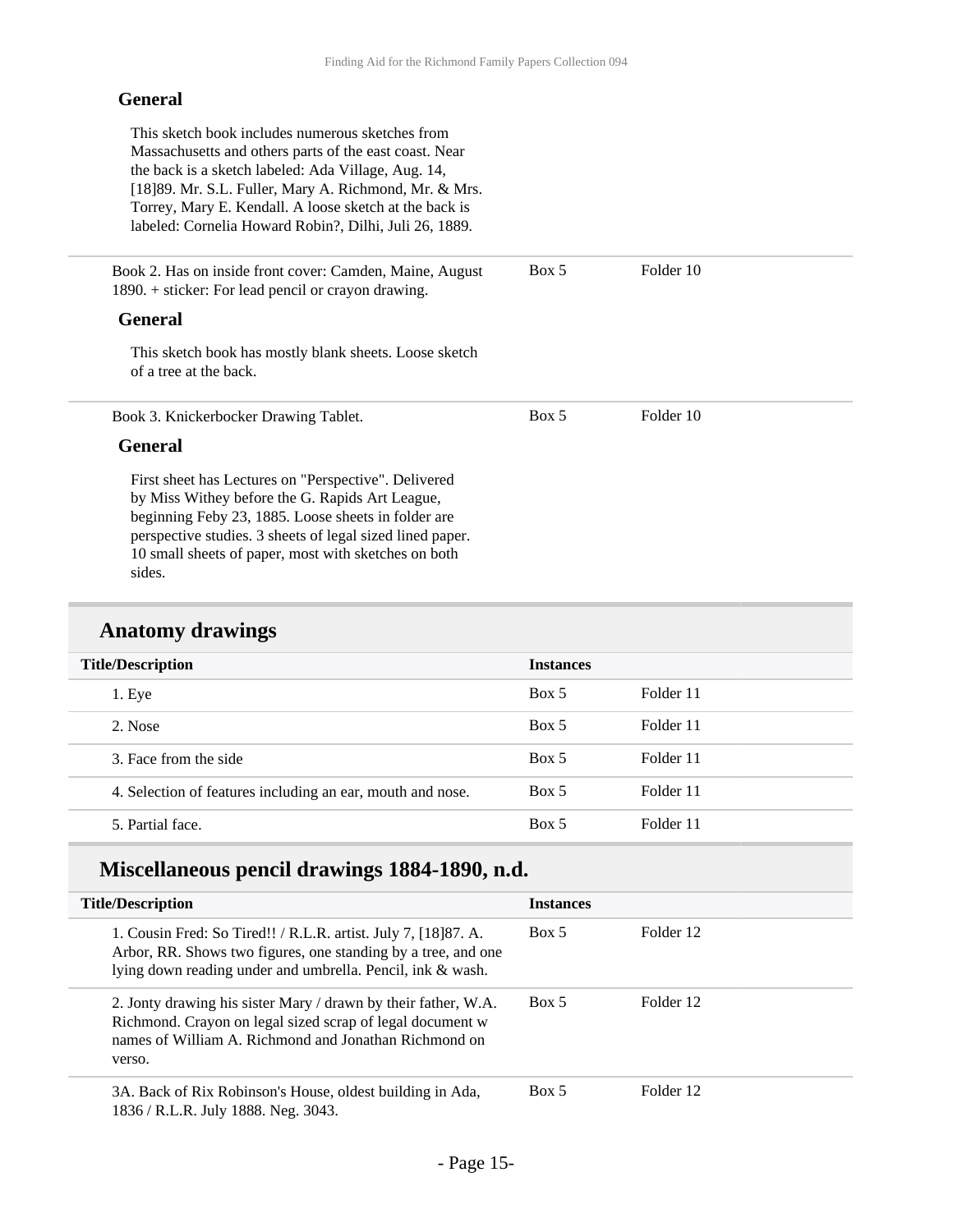#### General

This sketch book includes numerous sketches from Massachusetts and others parts of the east coast. Near the back is a sketch labeled: Ada Village, Aug. 14, [18]89. Mr. S.L. Fuller, Mary A. Richmond, Mr. & Mrs. Torrey, Mary E. Kendall. A loose sketch at the back is labeled: Cornelia Howard Robin?, Dilhi, Juli 26, 1889.

| | | |
|---|---|---|
| Book 2. Has on inside front cover: Camden, Maine, August 1890. + sticker: For lead pencil or crayon drawing. | Box 5 | Folder 10 |

#### General

This sketch book has mostly blank sheets. Loose sketch of a tree at the back.

| | | |
|---|---|---|
| Book 3. Knickerbocker Drawing Tablet. | Box 5 | Folder 10 |

#### General

First sheet has Lectures on "Perspective". Delivered by Miss Withey before the G. Rapids Art League, beginning Feby 23, 1885. Loose sheets in folder are perspective studies. 3 sheets of legal sized lined paper. 10 small sheets of paper, most with sketches on both sides.

## Anatomy drawings

| Title/Description | Instances | |
|---|---|---|
| 1. Eye | Box 5 | Folder 11 |
| 2. Nose | Box 5 | Folder 11 |
| 3. Face from the side | Box 5 | Folder 11 |
| 4. Selection of features including an ear, mouth and nose. | Box 5 | Folder 11 |
| 5. Partial face. | Box 5 | Folder 11 |

## Miscellaneous pencil drawings 1884-1890, n.d.

| Title/Description | Instances | |
|---|---|---|
| 1. Cousin Fred: So Tired!! / R.L.R. artist. July 7, [18]87. A. Arbor, RR. Shows two figures, one standing by a tree, and one lying down reading under and umbrella. Pencil, ink & wash. | Box 5 | Folder 12 |
| 2. Jonty drawing his sister Mary / drawn by their father, W.A. Richmond. Crayon on legal sized scrap of legal document w names of William A. Richmond and Jonathan Richmond on verso. | Box 5 | Folder 12 |
| 3A. Back of Rix Robinson's House, oldest building in Ada, 1836 / R.L.R. July 1888. Neg. 3043. | Box 5 | Folder 12 |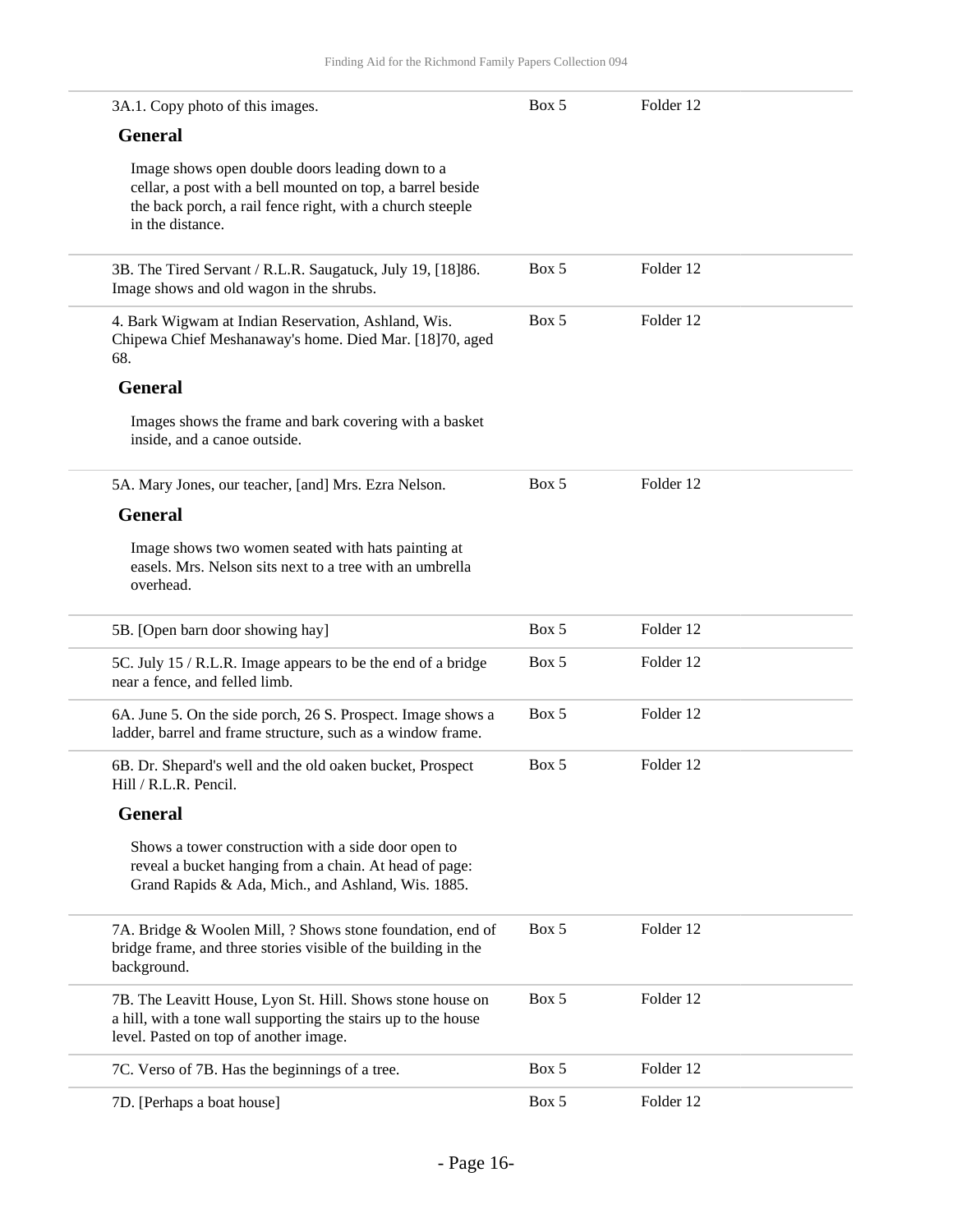| | | |
|---|---|---|
| 3A.1. Copy photo of this images. | Box 5 | Folder 12 |

**General**

Image shows open double doors leading down to a cellar, a post with a bell mounted on top, a barrel beside the back porch, a rail fence right, with a church steeple in the distance.

| | | |
|---|---|---|
| 3B. The Tired Servant / R.L.R. Saugatuck, July 19, [18]86. Image shows and old wagon in the shrubs. | Box 5 | Folder 12 |
| 4. Bark Wigwam at Indian Reservation, Ashland, Wis. Chipewa Chief Meshanaway's home. Died Mar. [18]70, aged 68. | Box 5 | Folder 12 |

**General**

Images shows the frame and bark covering with a basket inside, and a canoe outside.

| | | |
|---|---|---|
| 5A. Mary Jones, our teacher, [and] Mrs. Ezra Nelson. | Box 5 | Folder 12 |

**General**

Image shows two women seated with hats painting at easels. Mrs. Nelson sits next to a tree with an umbrella overhead.

| | | |
|---|---|---|
| 5B. [Open barn door showing hay] | Box 5 | Folder 12 |
| 5C. July 15 / R.L.R. Image appears to be the end of a bridge near a fence, and felled limb. | Box 5 | Folder 12 |
| 6A. June 5. On the side porch, 26 S. Prospect. Image shows a ladder, barrel and frame structure, such as a window frame. | Box 5 | Folder 12 |
| 6B. Dr. Shepard's well and the old oaken bucket, Prospect Hill / R.L.R. Pencil. | Box 5 | Folder 12 |

**General**

Shows a tower construction with a side door open to reveal a bucket hanging from a chain. At head of page: Grand Rapids & Ada, Mich., and Ashland, Wis. 1885.

| | | |
|---|---|---|
| 7A. Bridge & Woolen Mill, ? Shows stone foundation, end of bridge frame, and three stories visible of the building in the background. | Box 5 | Folder 12 |
| 7B. The Leavitt House, Lyon St. Hill. Shows stone house on a hill, with a tone wall supporting the stairs up to the house level. Pasted on top of another image. | Box 5 | Folder 12 |
| 7C. Verso of 7B. Has the beginnings of a tree. | Box 5 | Folder 12 |
| 7D. [Perhaps a boat house] | Box 5 | Folder 12 |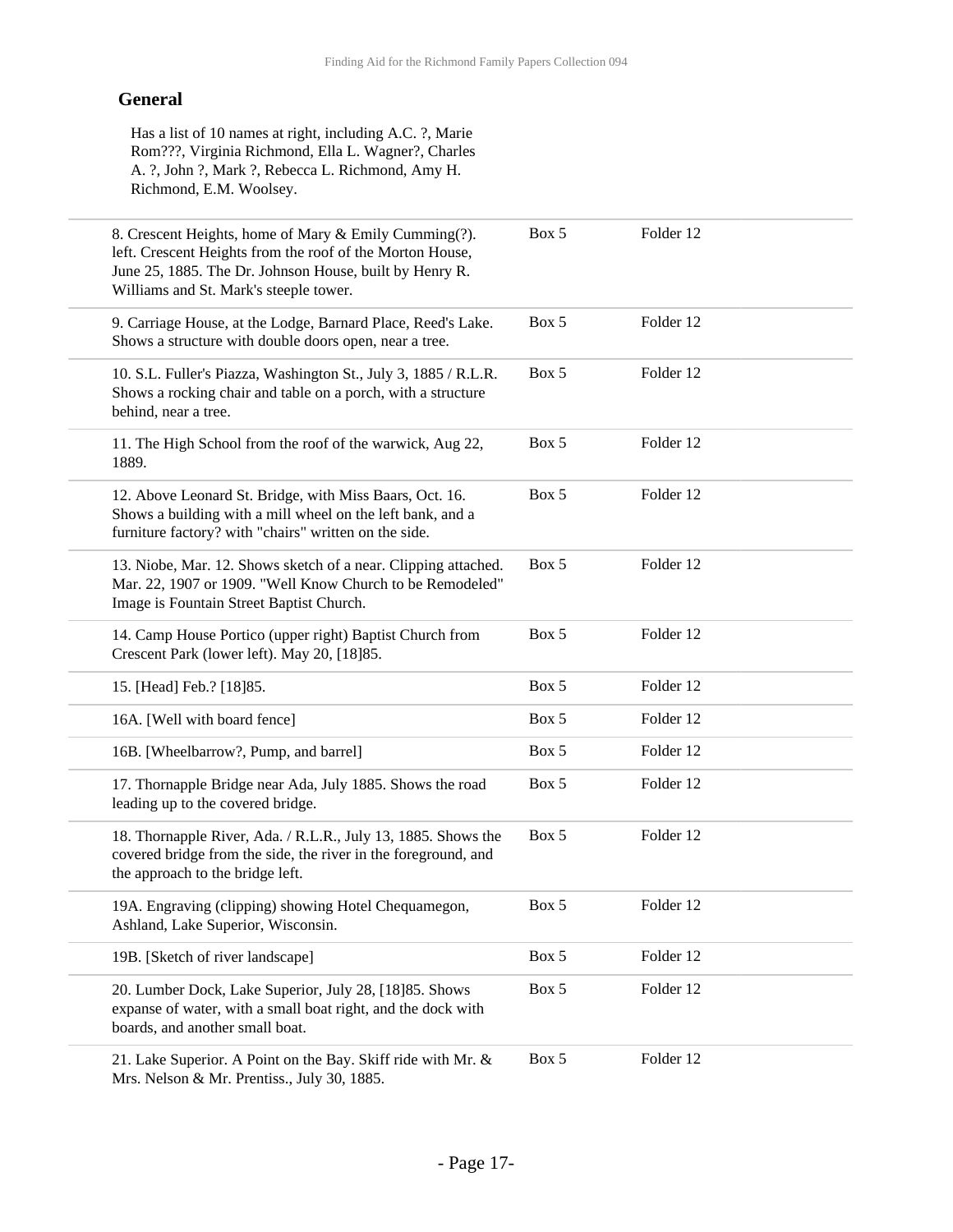## General

Has a list of 10 names at right, including A.C. ?, Marie Rom???, Virginia Richmond, Ella L. Wagner?, Charles A. ?, John ?, Mark ?, Rebecca L. Richmond, Amy H. Richmond, E.M. Woolsey.

| | | |
|---|---|---|
| 8. Crescent Heights, home of Mary & Emily Cumming(?). left. Crescent Heights from the roof of the Morton House, June 25, 1885. The Dr. Johnson House, built by Henry R. Williams and St. Mark's steeple tower. | Box 5 | Folder 12 |
| 9. Carriage House, at the Lodge, Barnard Place, Reed's Lake. Shows a structure with double doors open, near a tree. | Box 5 | Folder 12 |
| 10. S.L. Fuller's Piazza, Washington St., July 3, 1885 / R.L.R. Shows a rocking chair and table on a porch, with a structure behind, near a tree. | Box 5 | Folder 12 |
| 11. The High School from the roof of the warwick, Aug 22, 1889. | Box 5 | Folder 12 |
| 12. Above Leonard St. Bridge, with Miss Baars, Oct. 16. Shows a building with a mill wheel on the left bank, and a furniture factory? with "chairs" written on the side. | Box 5 | Folder 12 |
| 13. Niobe, Mar. 12. Shows sketch of a near. Clipping attached. Mar. 22, 1907 or 1909. "Well Know Church to be Remodeled" Image is Fountain Street Baptist Church. | Box 5 | Folder 12 |
| 14. Camp House Portico (upper right) Baptist Church from Crescent Park (lower left). May 20, [18]85. | Box 5 | Folder 12 |
| 15. [Head] Feb.? [18]85. | Box 5 | Folder 12 |
| 16A. [Well with board fence] | Box 5 | Folder 12 |
| 16B. [Wheelbarrow?, Pump, and barrel] | Box 5 | Folder 12 |
| 17. Thornapple Bridge near Ada, July 1885. Shows the road leading up to the covered bridge. | Box 5 | Folder 12 |
| 18. Thornapple River, Ada. / R.L.R., July 13, 1885. Shows the covered bridge from the side, the river in the foreground, and the approach to the bridge left. | Box 5 | Folder 12 |
| 19A. Engraving (clipping) showing Hotel Chequamegon, Ashland, Lake Superior, Wisconsin. | Box 5 | Folder 12 |
| 19B. [Sketch of river landscape] | Box 5 | Folder 12 |
| 20. Lumber Dock, Lake Superior, July 28, [18]85. Shows expanse of water, with a small boat right, and the dock with boards, and another small boat. | Box 5 | Folder 12 |
| 21. Lake Superior. A Point on the Bay. Skiff ride with Mr. & Mrs. Nelson & Mr. Prentiss., July 30, 1885. | Box 5 | Folder 12 |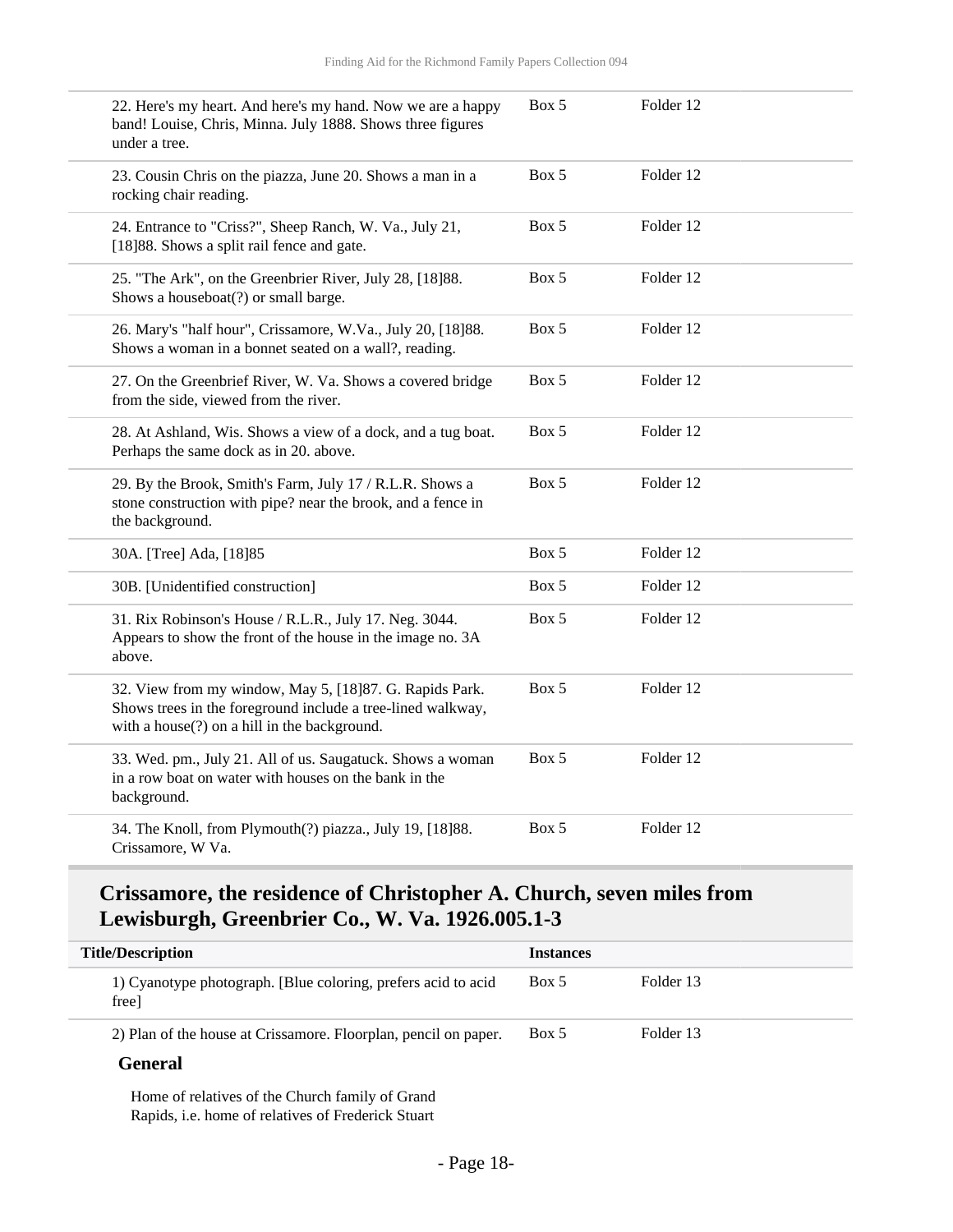| | | |
|---|---|---|
| 22. Here's my heart. And here's my hand. Now we are a happy band! Louise, Chris, Minna. July 1888. Shows three figures under a tree. | Box 5 | Folder 12 |
| 23. Cousin Chris on the piazza, June 20. Shows a man in a rocking chair reading. | Box 5 | Folder 12 |
| 24. Entrance to "Criss?", Sheep Ranch, W. Va., July 21, [18]88. Shows a split rail fence and gate. | Box 5 | Folder 12 |
| 25. "The Ark", on the Greenbrier River, July 28, [18]88. Shows a houseboat(?) or small barge. | Box 5 | Folder 12 |
| 26. Mary's "half hour", Crissamore, W.Va., July 20, [18]88. Shows a woman in a bonnet seated on a wall?, reading. | Box 5 | Folder 12 |
| 27. On the Greenbrief River, W. Va. Shows a covered bridge from the side, viewed from the river. | Box 5 | Folder 12 |
| 28. At Ashland, Wis. Shows a view of a dock, and a tug boat. Perhaps the same dock as in 20. above. | Box 5 | Folder 12 |
| 29. By the Brook, Smith's Farm, July 17 / R.L.R. Shows a stone construction with pipe? near the brook, and a fence in the background. | Box 5 | Folder 12 |
| 30A. [Tree] Ada, [18]85 | Box 5 | Folder 12 |
| 30B. [Unidentified construction] | Box 5 | Folder 12 |
| 31. Rix Robinson's House / R.L.R., July 17. Neg. 3044. Appears to show the front of the house in the image no. 3A above. | Box 5 | Folder 12 |
| 32. View from my window, May 5, [18]87. G. Rapids Park. Shows trees in the foreground include a tree-lined walkway, with a house(?) on a hill in the background. | Box 5 | Folder 12 |
| 33. Wed. pm., July 21. All of us. Saugatuck. Shows a woman in a row boat on water with houses on the bank in the background. | Box 5 | Folder 12 |
| 34. The Knoll, from Plymouth(?) piazza., July 19, [18]88. Crissamore, W Va. | Box 5 | Folder 12 |

## Crissamore, the residence of Christopher A. Church, seven miles from Lewisburgh, Greenbrier Co., W. Va. 1926.005.1-3

| Title/Description | Instances | |
|---|---|---|
| 1) Cyanotype photograph. [Blue coloring, prefers acid to acid free] | Box 5 | Folder 13 |
| 2) Plan of the house at Crissamore. Floorplan, pencil on paper. | Box 5 | Folder 13 |

### General

Home of relatives of the Church family of Grand Rapids, i.e. home of relatives of Frederick Stuart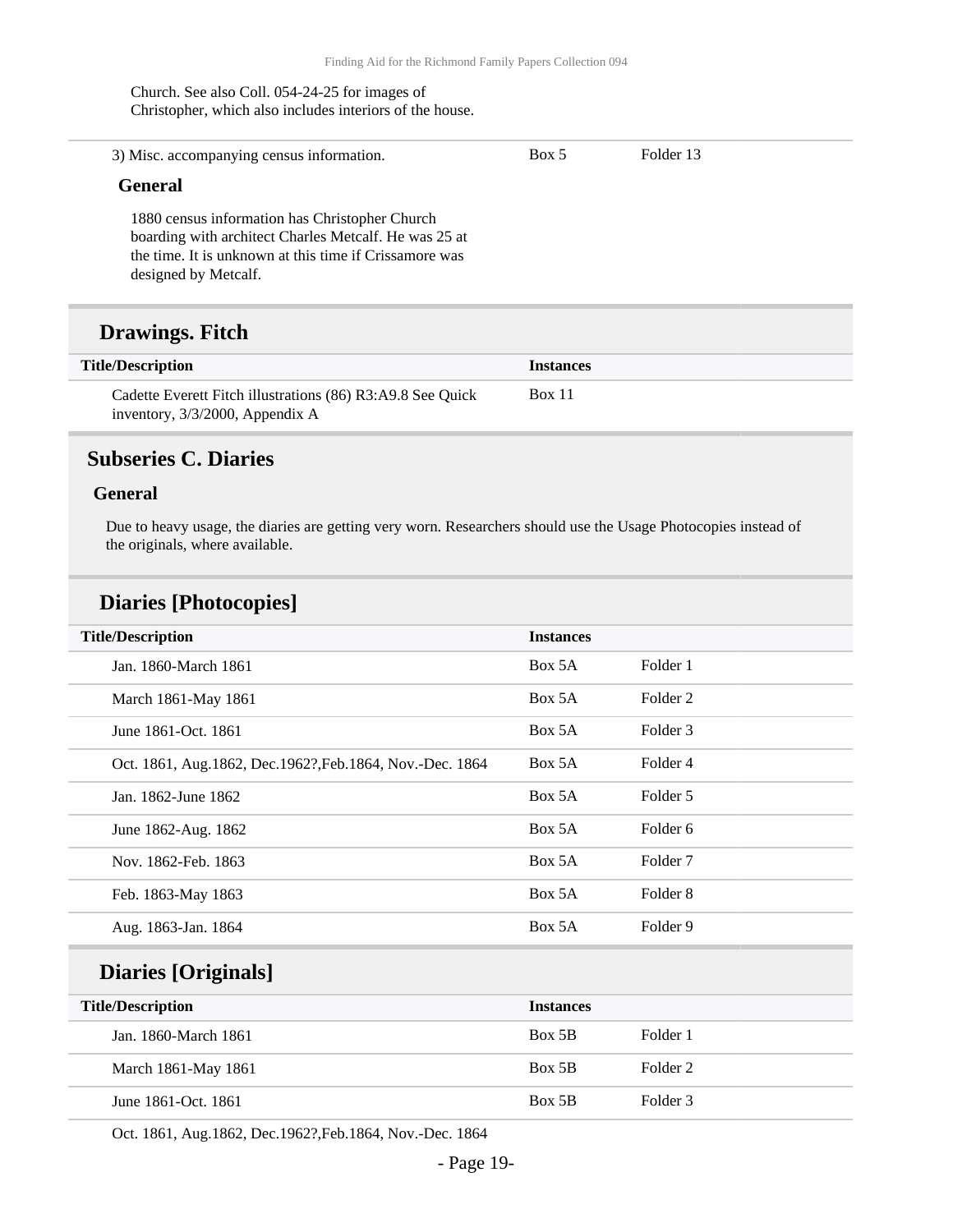Church. See also Coll. 054-24-25 for images of Christopher, which also includes interiors of the house.

| | | |
|---|---|---|
| 3) Misc. accompanying census information. | Box 5 | Folder 13 |

**General**

1880 census information has Christopher Church boarding with architect Charles Metcalf. He was 25 at the time. It is unknown at this time if Crissamore was designed by Metcalf.

## Drawings. Fitch

| Title/Description | Instances |
|---|---|
| Cadette Everett Fitch illustrations (86) R3:A9.8 See Quick inventory, 3/3/2000, Appendix A | Box 11 |

## Subseries C. Diaries

### General

Due to heavy usage, the diaries are getting very worn. Researchers should use the Usage Photocopies instead of the originals, where available.

## Diaries [Photocopies]

| Title/Description | Instances | |
|---|---|---|
| Jan. 1860-March 1861 | Box 5A | Folder 1 |
| March 1861-May 1861 | Box 5A | Folder 2 |
| June 1861-Oct. 1861 | Box 5A | Folder 3 |
| Oct. 1861, Aug.1862, Dec.1962?,Feb.1864, Nov.-Dec. 1864 | Box 5A | Folder 4 |
| Jan. 1862-June 1862 | Box 5A | Folder 5 |
| June 1862-Aug. 1862 | Box 5A | Folder 6 |
| Nov. 1862-Feb. 1863 | Box 5A | Folder 7 |
| Feb. 1863-May 1863 | Box 5A | Folder 8 |
| Aug. 1863-Jan. 1864 | Box 5A | Folder 9 |

## Diaries [Originals]

| Title/Description | Instances | |
|---|---|---|
| Jan. 1860-March 1861 | Box 5B | Folder 1 |
| March 1861-May 1861 | Box 5B | Folder 2 |
| June 1861-Oct. 1861 | Box 5B | Folder 3 |
| Oct. 1861, Aug.1862, Dec.1962?,Feb.1864, Nov.-Dec. 1864 | | |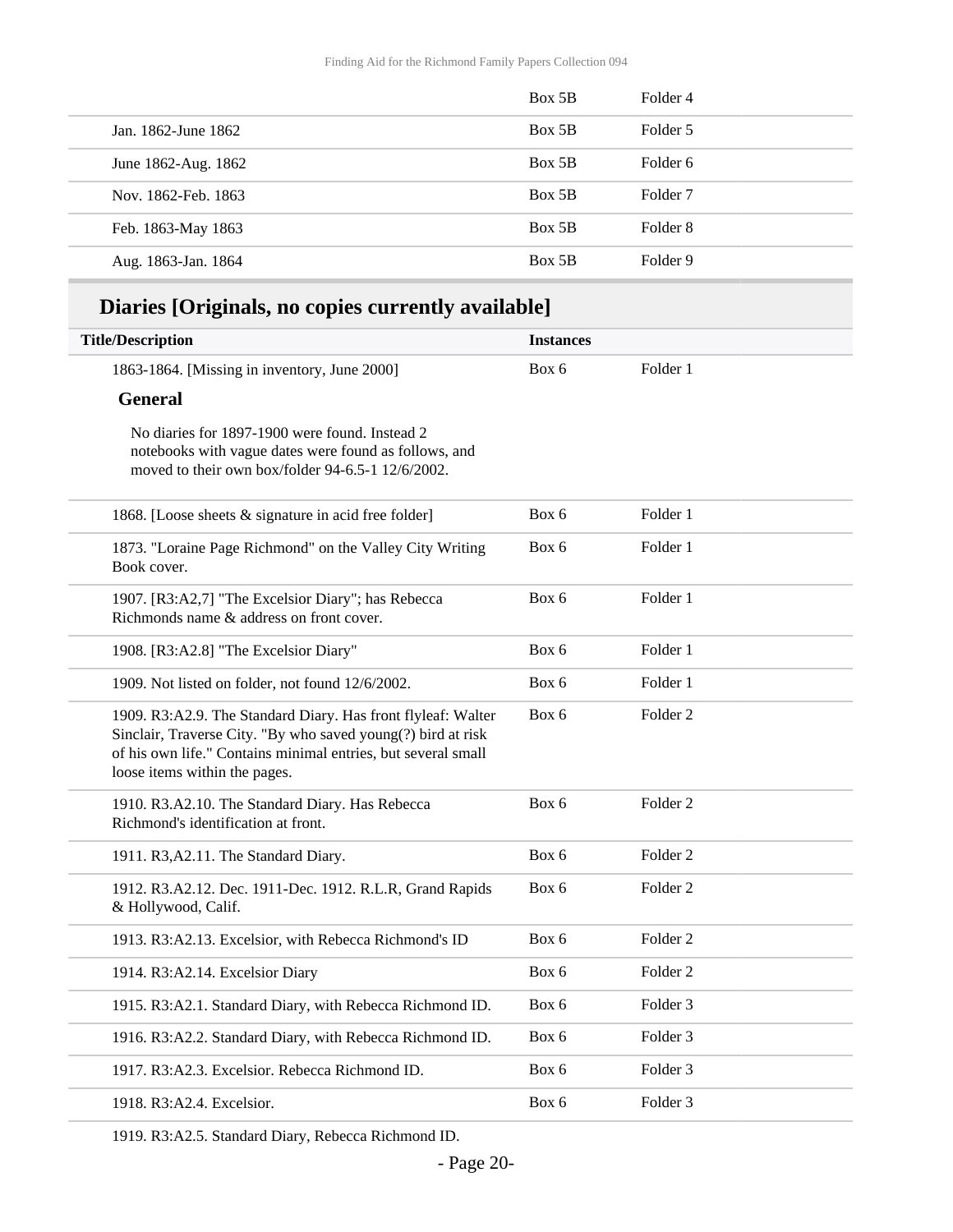| | | |
|---|---|---|
| | Box 5B | Folder 4 |
| Jan. 1862-June 1862 | Box 5B | Folder 5 |
| June 1862-Aug. 1862 | Box 5B | Folder 6 |
| Nov. 1862-Feb. 1863 | Box 5B | Folder 7 |
| Feb. 1863-May 1863 | Box 5B | Folder 8 |
| Aug. 1863-Jan. 1864 | Box 5B | Folder 9 |

## Diaries [Originals, no copies currently available]

| Title/Description | Instances | |
|---|---|---|
| 1863-1864. [Missing in inventory, June 2000] | Box 6 | Folder 1 |

### General

No diaries for 1897-1900 were found. Instead 2 notebooks with vague dates were found as follows, and moved to their own box/folder 94-6.5-1 12/6/2002.

| Title/Description | Instances | |
|---|---|---|
| 1868. [Loose sheets & signature in acid free folder] | Box 6 | Folder 1 |
| 1873. "Loraine Page Richmond" on the Valley City Writing Book cover. | Box 6 | Folder 1 |
| 1907. [R3:A2,7] "The Excelsior Diary"; has Rebecca Richmonds name & address on front cover. | Box 6 | Folder 1 |
| 1908. [R3:A2.8] "The Excelsior Diary" | Box 6 | Folder 1 |
| 1909. Not listed on folder, not found 12/6/2002. | Box 6 | Folder 1 |
| 1909. R3:A2.9. The Standard Diary. Has front flyleaf: Walter Sinclair, Traverse City. "By who saved young(?) bird at risk of his own life." Contains minimal entries, but several small loose items within the pages. | Box 6 | Folder 2 |
| 1910. R3.A2.10. The Standard Diary. Has Rebecca Richmond's identification at front. | Box 6 | Folder 2 |
| 1911. R3,A2.11. The Standard Diary. | Box 6 | Folder 2 |
| 1912. R3.A2.12. Dec. 1911-Dec. 1912. R.L.R, Grand Rapids & Hollywood, Calif. | Box 6 | Folder 2 |
| 1913. R3:A2.13. Excelsior, with Rebecca Richmond's ID | Box 6 | Folder 2 |
| 1914. R3:A2.14. Excelsior Diary | Box 6 | Folder 2 |
| 1915. R3:A2.1. Standard Diary, with Rebecca Richmond ID. | Box 6 | Folder 3 |
| 1916. R3:A2.2. Standard Diary, with Rebecca Richmond ID. | Box 6 | Folder 3 |
| 1917. R3:A2.3. Excelsior. Rebecca Richmond ID. | Box 6 | Folder 3 |
| 1918. R3:A2.4. Excelsior. | Box 6 | Folder 3 |
| 1919. R3:A2.5. Standard Diary, Rebecca Richmond ID. | | |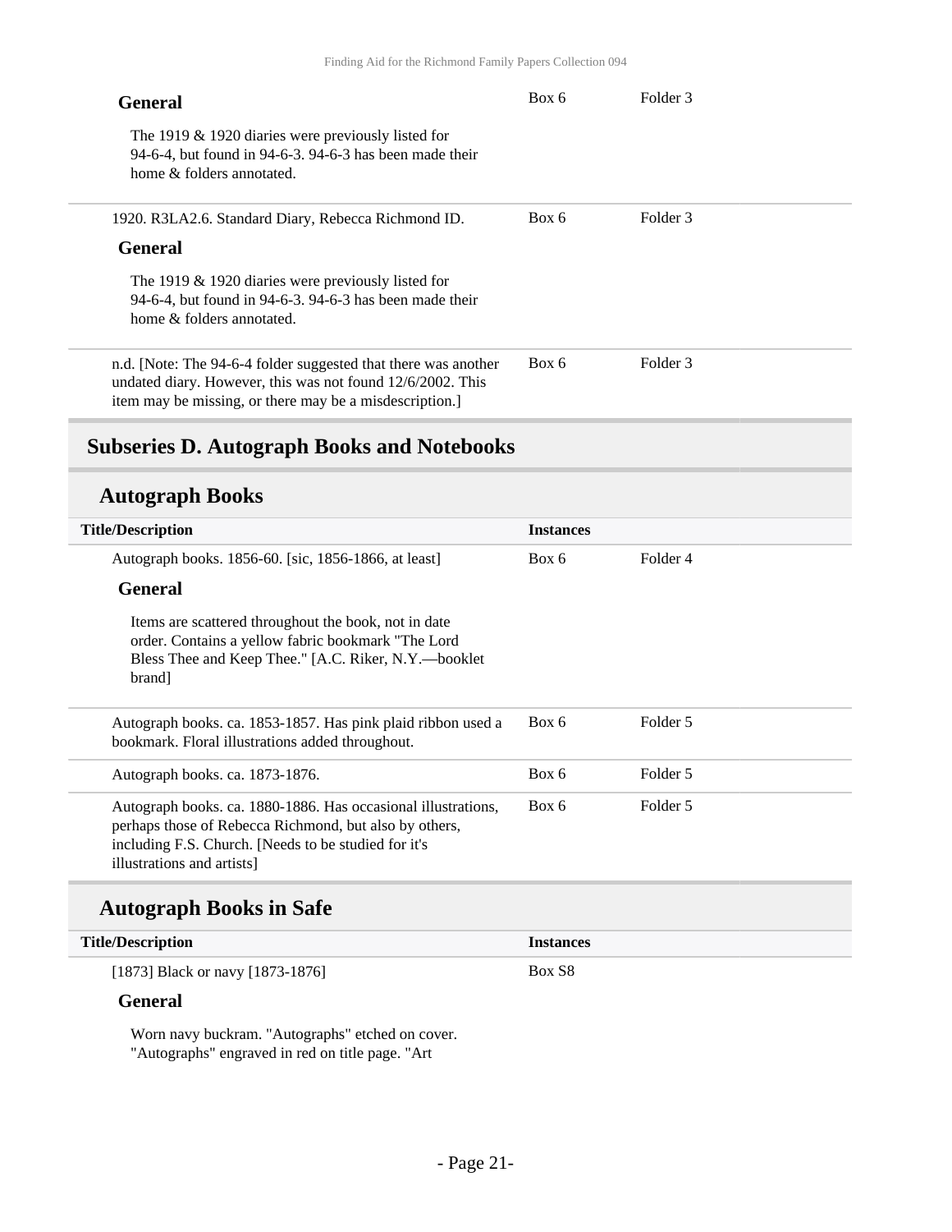**General**

Box 6 | Folder 3

The 1919 & 1920 diaries were previously listed for 94-6-4, but found in 94-6-3. 94-6-3 has been made their home & folders annotated.

---

1920. R3LA2.6. Standard Diary, Rebecca Richmond ID. | Box 6 | Folder 3

**General**

The 1919 & 1920 diaries were previously listed for 94-6-4, but found in 94-6-3. 94-6-3 has been made their home & folders annotated.

---

n.d. [Note: The 94-6-4 folder suggested that there was another undated diary. However, this was not found 12/6/2002. This item may be missing, or there may be a misdescription.] | Box 6 | Folder 3

## Subseries D. Autograph Books and Notebooks

### Autograph Books

| Title/Description | Instances | |
|---|---|---|
| Autograph books. 1856-60. [sic, 1856-1866, at least] | Box 6 | Folder 4 |

**General**

Items are scattered throughout the book, not in date order. Contains a yellow fabric bookmark "The Lord Bless Thee and Keep Thee." [A.C. Riker, N.Y.—booklet brand]

| Title/Description | Instances | |
|---|---|---|
| Autograph books. ca. 1853-1857. Has pink plaid ribbon used a bookmark. Floral illustrations added throughout. | Box 6 | Folder 5 |
| Autograph books. ca. 1873-1876. | Box 6 | Folder 5 |
| Autograph books. ca. 1880-1886. Has occasional illustrations, perhaps those of Rebecca Richmond, but also by others, including F.S. Church. [Needs to be studied for it's illustrations and artists] | Box 6 | Folder 5 |

### Autograph Books in Safe

| Title/Description | Instances |
|---|---|
| [1873] Black or navy [1873-1876] | Box S8 |

**General**

Worn navy buckram. "Autographs" etched on cover. "Autographs" engraved in red on title page. "Art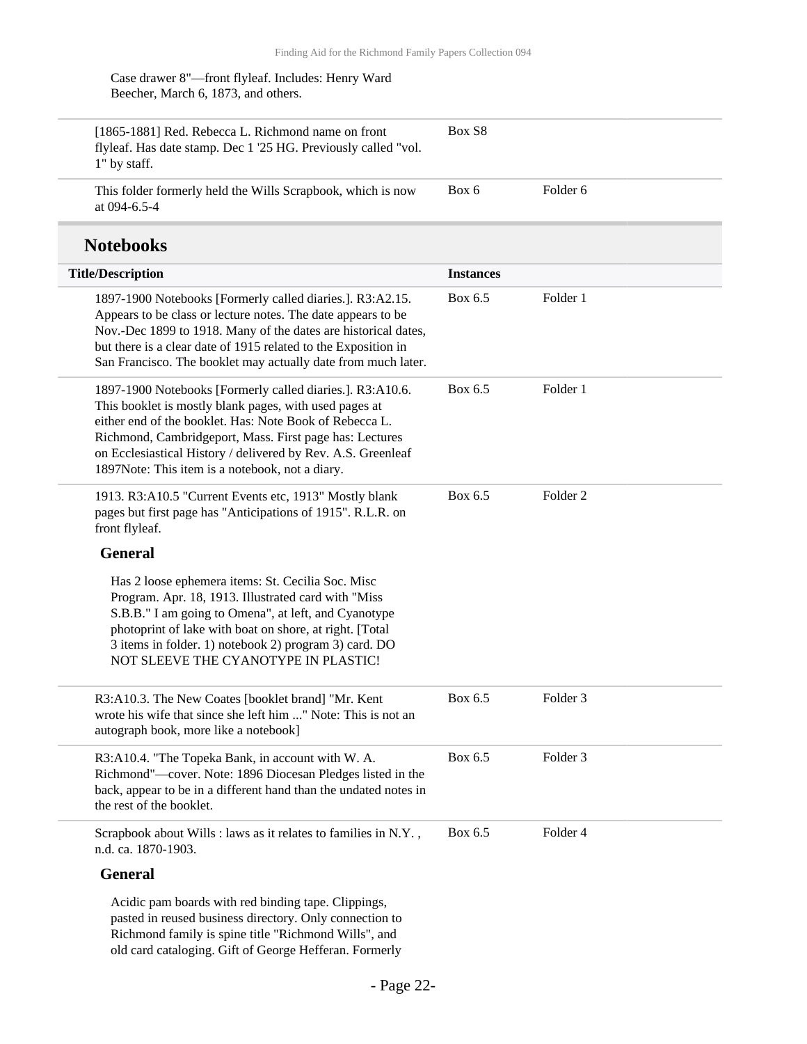Case drawer 8"—front flyleaf. Includes: Henry Ward Beecher, March 6, 1873, and others.

| | | |
|---|---|---|
| [1865-1881] Red. Rebecca L. Richmond name on front flyleaf. Has date stamp. Dec 1 '25 HG. Previously called "vol. 1" by staff. | Box S8 | |
| This folder formerly held the Wills Scrapbook, which is now at 094-6.5-4 | Box 6 | Folder 6 |

## Notebooks

| Title/Description | Instances | |
|---|---|---|
| 1897-1900 Notebooks [Formerly called diaries.]. R3:A2.15. Appears to be class or lecture notes. The date appears to be Nov.-Dec 1899 to 1918. Many of the dates are historical dates, but there is a clear date of 1915 related to the Exposition in San Francisco. The booklet may actually date from much later. | Box 6.5 | Folder 1 |
| 1897-1900 Notebooks [Formerly called diaries.]. R3:A10.6. This booklet is mostly blank pages, with used pages at either end of the booklet. Has: Note Book of Rebecca L. Richmond, Cambridgeport, Mass. First page has: Lectures on Ecclesiastical History / delivered by Rev. A.S. Greenleaf 1897Note: This item is a notebook, not a diary. | Box 6.5 | Folder 1 |
| 1913. R3:A10.5 "Current Events etc, 1913" Mostly blank pages but first page has "Anticipations of 1915". R.L.R. on front flyleaf. | Box 6.5 | Folder 2 |

**General**

Has 2 loose ephemera items: St. Cecilia Soc. Misc Program. Apr. 18, 1913. Illustrated card with "Miss S.B.B." I am going to Omena", at left, and Cyanotype photoprint of lake with boat on shore, at right. [Total 3 items in folder. 1) notebook 2) program 3) card. DO NOT SLEEVE THE CYANOTYPE IN PLASTIC!

| | | |
|---|---|---|
| R3:A10.3. The New Coates [booklet brand] "Mr. Kent wrote his wife that since she left him ..." Note: This is not an autograph book, more like a notebook] | Box 6.5 | Folder 3 |
| R3:A10.4. "The Topeka Bank, in account with W. A. Richmond"—cover. Note: 1896 Diocesan Pledges listed in the back, appear to be in a different hand than the undated notes in the rest of the booklet. | Box 6.5 | Folder 3 |
| Scrapbook about Wills : laws as it relates to families in N.Y. , n.d. ca. 1870-1903. | Box 6.5 | Folder 4 |

**General**

Acidic pam boards with red binding tape. Clippings, pasted in reused business directory. Only connection to Richmond family is spine title "Richmond Wills", and old card cataloging. Gift of George Hefferan. Formerly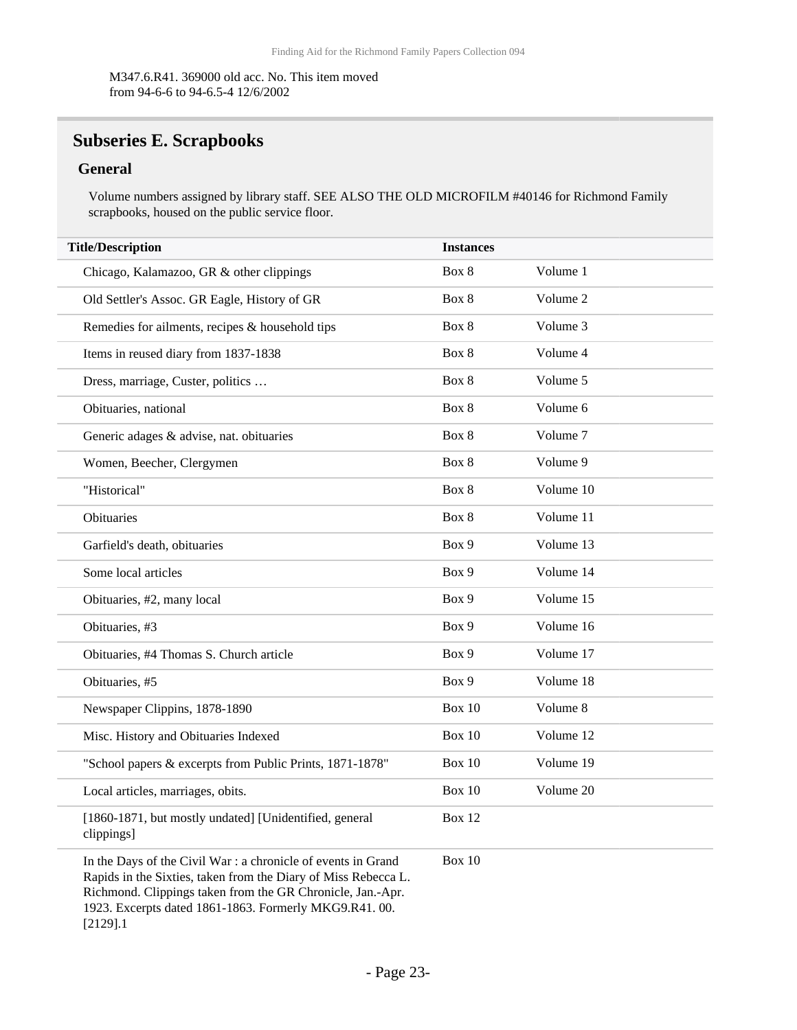M347.6.R41. 369000 old acc. No. This item moved from 94-6-6 to 94-6.5-4 12/6/2002

## Subseries E. Scrapbooks

### General

Volume numbers assigned by library staff. SEE ALSO THE OLD MICROFILM #40146 for Richmond Family scrapbooks, housed on the public service floor.

| Title/Description | Instances | |
|---|---|---|
| Chicago, Kalamazoo, GR & other clippings | Box 8 | Volume 1 |
| Old Settler's Assoc. GR Eagle, History of GR | Box 8 | Volume 2 |
| Remedies for ailments, recipes & household tips | Box 8 | Volume 3 |
| Items in reused diary from 1837-1838 | Box 8 | Volume 4 |
| Dress, marriage, Custer, politics … | Box 8 | Volume 5 |
| Obituaries, national | Box 8 | Volume 6 |
| Generic adages & advise, nat. obituaries | Box 8 | Volume 7 |
| Women, Beecher, Clergymen | Box 8 | Volume 9 |
| "Historical" | Box 8 | Volume 10 |
| Obituaries | Box 8 | Volume 11 |
| Garfield's death, obituaries | Box 9 | Volume 13 |
| Some local articles | Box 9 | Volume 14 |
| Obituaries, #2, many local | Box 9 | Volume 15 |
| Obituaries, #3 | Box 9 | Volume 16 |
| Obituaries, #4 Thomas S. Church article | Box 9 | Volume 17 |
| Obituaries, #5 | Box 9 | Volume 18 |
| Newspaper Clippins, 1878-1890 | Box 10 | Volume 8 |
| Misc. History and Obituaries Indexed | Box 10 | Volume 12 |
| "School papers & excerpts from Public Prints, 1871-1878" | Box 10 | Volume 19 |
| Local articles, marriages, obits. | Box 10 | Volume 20 |
| [1860-1871, but mostly undated] [Unidentified, general clippings] | Box 12 | |
| In the Days of the Civil War : a chronicle of events in Grand Rapids in the Sixties, taken from the Diary of Miss Rebecca L. Richmond. Clippings taken from the GR Chronicle, Jan.-Apr. 1923. Excerpts dated 1861-1863. Formerly MKG9.R41. 00. [2129].1 | Box 10 | |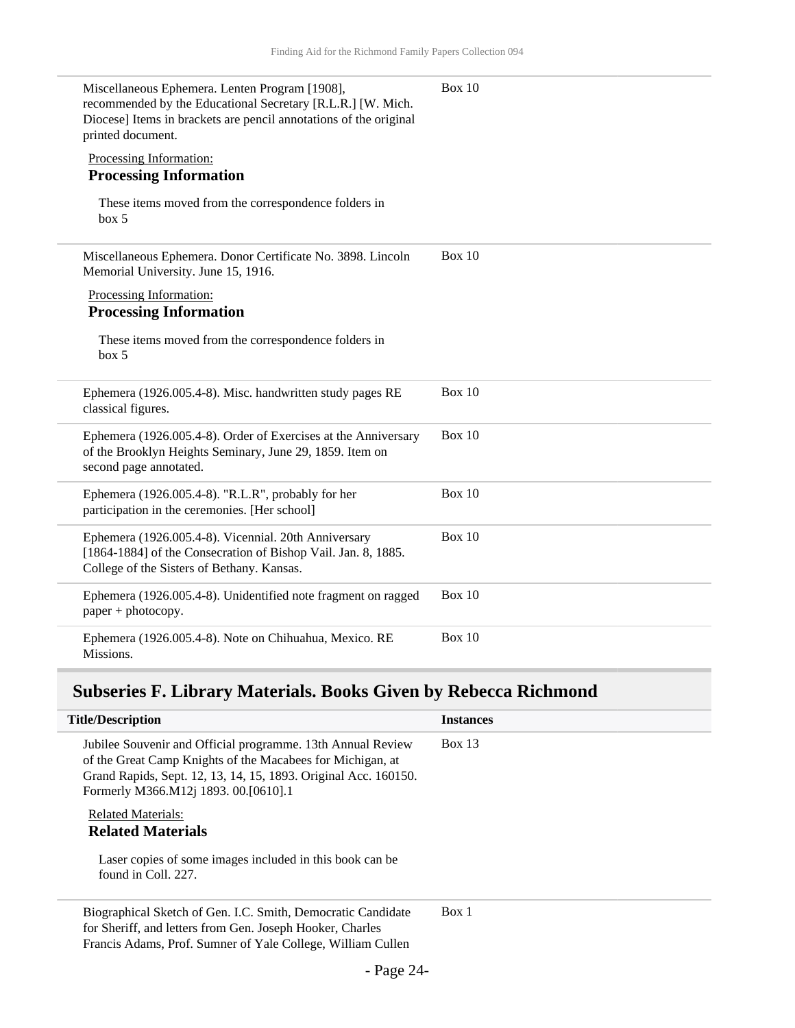| | |
|---|---|
| Miscellaneous Ephemera. Lenten Program [1908], recommended by the Educational Secretary [R.L.R.] [W. Mich. Diocese] Items in brackets are pencil annotations of the original printed document.<br><br>Processing Information:<br>**Processing Information**<br><br>These items moved from the correspondence folders in box 5 | Box 10 |
| Miscellaneous Ephemera. Donor Certificate No. 3898. Lincoln Memorial University. June 15, 1916.<br><br>Processing Information:<br>**Processing Information**<br><br>These items moved from the correspondence folders in box 5 | Box 10 |
| Ephemera (1926.005.4-8). Misc. handwritten study pages RE classical figures. | Box 10 |
| Ephemera (1926.005.4-8). Order of Exercises at the Anniversary of the Brooklyn Heights Seminary, June 29, 1859. Item on second page annotated. | Box 10 |
| Ephemera (1926.005.4-8). "R.L.R", probably for her participation in the ceremonies. [Her school] | Box 10 |
| Ephemera (1926.005.4-8). Vicennial. 20th Anniversary [1864-1884] of the Consecration of Bishop Vail. Jan. 8, 1885. College of the Sisters of Bethany. Kansas. | Box 10 |
| Ephemera (1926.005.4-8). Unidentified note fragment on ragged paper + photocopy. | Box 10 |
| Ephemera (1926.005.4-8). Note on Chihuahua, Mexico. RE Missions. | Box 10 |

## Subseries F. Library Materials. Books Given by Rebecca Richmond

| Title/Description | Instances |
|---|---|
| Jubilee Souvenir and Official programme. 13th Annual Review of the Great Camp Knights of the Macabees for Michigan, at Grand Rapids, Sept. 12, 13, 14, 15, 1893. Original Acc. 160150. Formerly M366.M12j 1893. 00.[0610].1<br><br>Related Materials:<br>**Related Materials**<br><br>Laser copies of some images included in this book can be found in Coll. 227. | Box 13 |
| Biographical Sketch of Gen. I.C. Smith, Democratic Candidate for Sheriff, and letters from Gen. Joseph Hooker, Charles Francis Adams, Prof. Sumner of Yale College, William Cullen | Box 1 |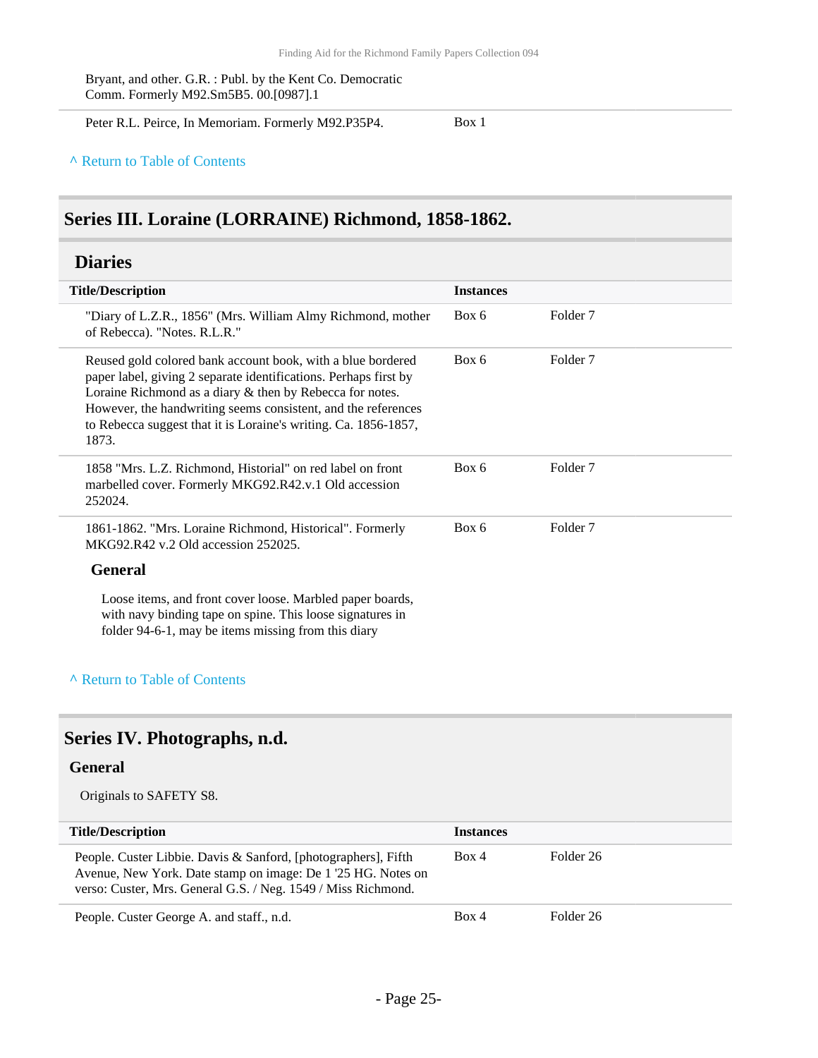| | | |
|---|---|---|
| Bryant, and other. G.R. : Publ. by the Kent Co. Democratic Comm. Formerly M92.Sm5B5. 00.[0987].1 | | |
| Peter R.L. Peirce, In Memoriam. Formerly M92.P35P4. | Box 1 | |

^ Return to Table of Contents

## Series III. Loraine (LORRAINE) Richmond, 1858-1862.

### Diaries

| Title/Description | Instances | |
|---|---|---|
| "Diary of L.Z.R., 1856" (Mrs. William Almy Richmond, mother of Rebecca). "Notes. R.L.R." | Box 6 | Folder 7 |
| Reused gold colored bank account book, with a blue bordered paper label, giving 2 separate identifications. Perhaps first by Loraine Richmond as a diary & then by Rebecca for notes. However, the handwriting seems consistent, and the references to Rebecca suggest that it is Loraine's writing. Ca. 1856-1857, 1873. | Box 6 | Folder 7 |
| 1858 "Mrs. L.Z. Richmond, Historial" on red label on front marbelled cover. Formerly MKG92.R42.v.1 Old accession 252024. | Box 6 | Folder 7 |
| 1861-1862. "Mrs. Loraine Richmond, Historical". Formerly MKG92.R42 v.2 Old accession 252025. | Box 6 | Folder 7 |

**General**

Loose items, and front cover loose. Marbled paper boards, with navy binding tape on spine. This loose signatures in folder 94-6-1, may be items missing from this diary

^ Return to Table of Contents

## Series IV. Photographs, n.d.

### General

Originals to SAFETY S8.

| Title/Description | Instances | |
|---|---|---|
| People. Custer Libbie. Davis & Sanford, [photographers], Fifth Avenue, New York. Date stamp on image: De 1 '25 HG. Notes on verso: Custer, Mrs. General G.S. / Neg. 1549 / Miss Richmond. | Box 4 | Folder 26 |
| People. Custer George A. and staff., n.d. | Box 4 | Folder 26 |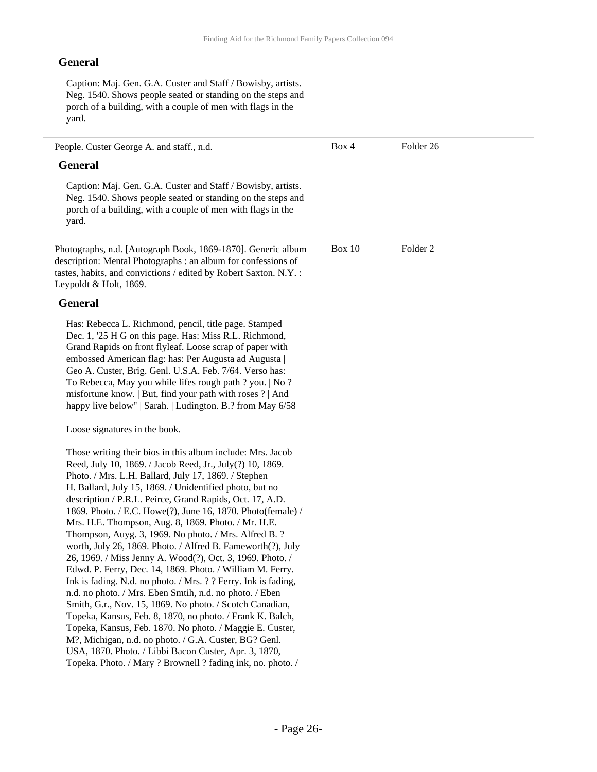### General

Caption: Maj. Gen. G.A. Custer and Staff / Bowisby, artists. Neg. 1540. Shows people seated or standing on the steps and porch of a building, with a couple of men with flags in the yard.

---

People. Custer George A. and staff., n.d. — Box 4, Folder 26

### General

Caption: Maj. Gen. G.A. Custer and Staff / Bowisby, artists. Neg. 1540. Shows people seated or standing on the steps and porch of a building, with a couple of men with flags in the yard.

---

Photographs, n.d. [Autograph Book, 1869-1870]. Generic album description: Mental Photographs : an album for confessions of tastes, habits, and convictions / edited by Robert Saxton. N.Y. : Leypoldt & Holt, 1869. — Box 10, Folder 2

### General

Has: Rebecca L. Richmond, pencil, title page. Stamped Dec. 1, '25 H G on this page. Has: Miss R.L. Richmond, Grand Rapids on front flyleaf. Loose scrap of paper with embossed American flag: has: Per Augusta ad Augusta | Geo A. Custer, Brig. Genl. U.S.A. Feb. 7/64. Verso has: To Rebecca, May you while lifes rough path ? you. | No ? misfortune know. | But, find your path with roses ? | And happy live below" | Sarah. | Ludington. B.? from May 6/58

Loose signatures in the book.

Those writing their bios in this album include: Mrs. Jacob Reed, July 10, 1869. / Jacob Reed, Jr., July(?) 10, 1869. Photo. / Mrs. L.H. Ballard, July 17, 1869. / Stephen H. Ballard, July 15, 1869. / Unidentified photo, but no description / P.R.L. Peirce, Grand Rapids, Oct. 17, A.D. 1869. Photo. / E.C. Howe(?), June 16, 1870. Photo(female) / Mrs. H.E. Thompson, Aug. 8, 1869. Photo. / Mr. H.E. Thompson, Auyg. 3, 1969. No photo. / Mrs. Alfred B. ? worth, July 26, 1869. Photo. / Alfred B. Fameworth(?), July 26, 1969. / Miss Jenny A. Wood(?), Oct. 3, 1969. Photo. / Edwd. P. Ferry, Dec. 14, 1869. Photo. / William M. Ferry. Ink is fading. N.d. no photo. / Mrs. ? ? Ferry. Ink is fading, n.d. no photo. / Mrs. Eben Smtih, n.d. no photo. / Eben Smith, G.r., Nov. 15, 1869. No photo. / Scotch Canadian, Topeka, Kansus, Feb. 8, 1870, no photo. / Frank K. Balch, Topeka, Kansus, Feb. 1870. No photo. / Maggie E. Custer, M?, Michigan, n.d. no photo. / G.A. Custer, BG? Genl. USA, 1870. Photo. / Libbi Bacon Custer, Apr. 3, 1870, Topeka. Photo. / Mary ? Brownell ? fading ink, no. photo. /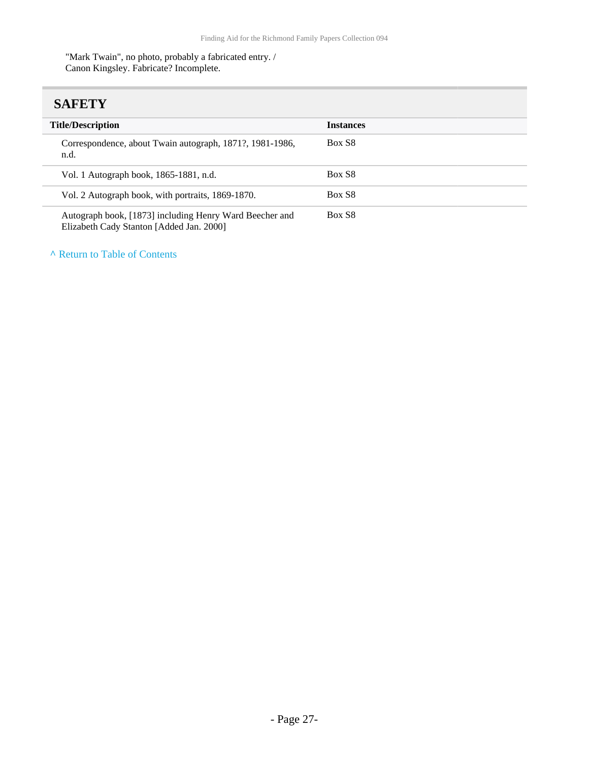"Mark Twain", no photo, probably a fabricated entry. /
Canon Kingsley. Fabricate? Incomplete.

## SAFETY

| Title/Description | Instances |
| --- | --- |
| Correspondence, about Twain autograph, 1871?, 1981-1986, n.d. | Box S8 |
| Vol. 1 Autograph book, 1865-1881, n.d. | Box S8 |
| Vol. 2 Autograph book, with portraits, 1869-1870. | Box S8 |
| Autograph book, [1873] including Henry Ward Beecher and Elizabeth Cady Stanton [Added Jan. 2000] | Box S8 |

^ Return to Table of Contents